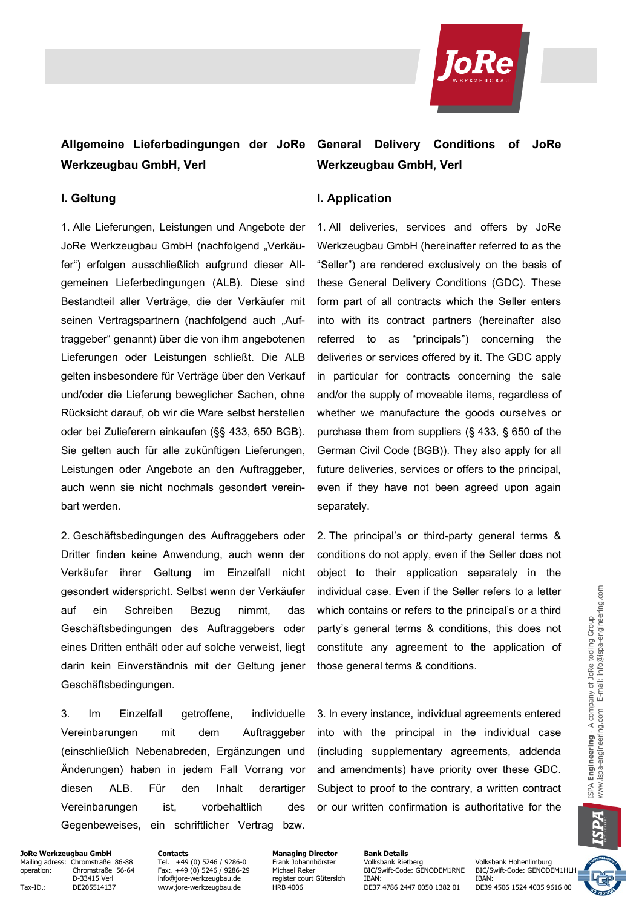## Allgemeine Lieferbedingungen der JoRe Werkzeugbau GmbH, Verl

### I. Geltung

1. Alle Lieferungen, Leistungen und Angebote der JoRe Werkzeugbau GmbH (nachfolgend „Verkäufer") erfolgen ausschließlich aufgrund dieser Allgemeinen Lieferbedingungen (ALB). Diese sind Bestandteil aller Verträge, die der Verkäufer mit seinen Vertragspartnern (nachfolgend auch „Auftraggeber" genannt) über die von ihm angebotenen Lieferungen oder Leistungen schließt. Die ALB gelten insbesondere für Verträge über den Verkauf und/oder die Lieferung beweglicher Sachen, ohne Rücksicht darauf, ob wir die Ware selbst herstellen oder bei Zulieferern einkaufen (§§ 433, 650 BGB). Sie gelten auch für alle zukünftigen Lieferungen, Leistungen oder Angebote an den Auftraggeber, auch wenn sie nicht nochmals gesondert vereinbart werden.

2. Geschäftsbedingungen des Auftraggebers oder Dritter finden keine Anwendung, auch wenn der Verkäufer ihrer Geltung im Einzelfall nicht gesondert widerspricht. Selbst wenn der Verkäufer auf ein Schreiben Bezug nimmt, das Geschäftsbedingungen des Auftraggebers oder eines Dritten enthält oder auf solche verweist, liegt darin kein Einverständnis mit der Geltung jener Geschäftsbedingungen.

3. Im Einzelfall getroffene, individuelle Vereinbarungen mit dem Auftraggeber (einschließlich Nebenabreden, Ergänzungen und Änderungen) haben in jedem Fall Vorrang vor diesen ALB. Für den Inhalt derartiger Vereinbarungen ist, vorbehaltlich des Gegenbeweises, ein schriftlicher Vertrag bzw.

## General Delivery Conditions of JoRe Werkzeugbau GmbH, Verl

### I. Application

1. All deliveries, services and offers by JoRe Werkzeugbau GmbH (hereinafter referred to as the "Seller") are rendered exclusively on the basis of these General Delivery Conditions (GDC). These form part of all contracts which the Seller enters into with its contract partners (hereinafter also referred to as "principals") concerning the deliveries or services offered by it. The GDC apply in particular for contracts concerning the sale and/or the supply of moveable items, regardless of whether we manufacture the goods ourselves or purchase them from suppliers (§ 433, § 650 of the German Civil Code (BGB)). They also apply for all future deliveries, services or offers to the principal, even if they have not been agreed upon again separately.

2. The principal's or third-party general terms & conditions do not apply, even if the Seller does not object to their application separately in the individual case. Even if the Seller refers to a letter which contains or refers to the principal's or a third party's general terms & conditions, this does not constitute any agreement to the application of those general terms & conditions.

3. In every instance, individual agreements entered into with the principal in the individual case (including supplementary agreements, addenda and amendments) have priority over these GDC. Subject to proof to the contrary, a written contract or our written confirmation is authoritative for the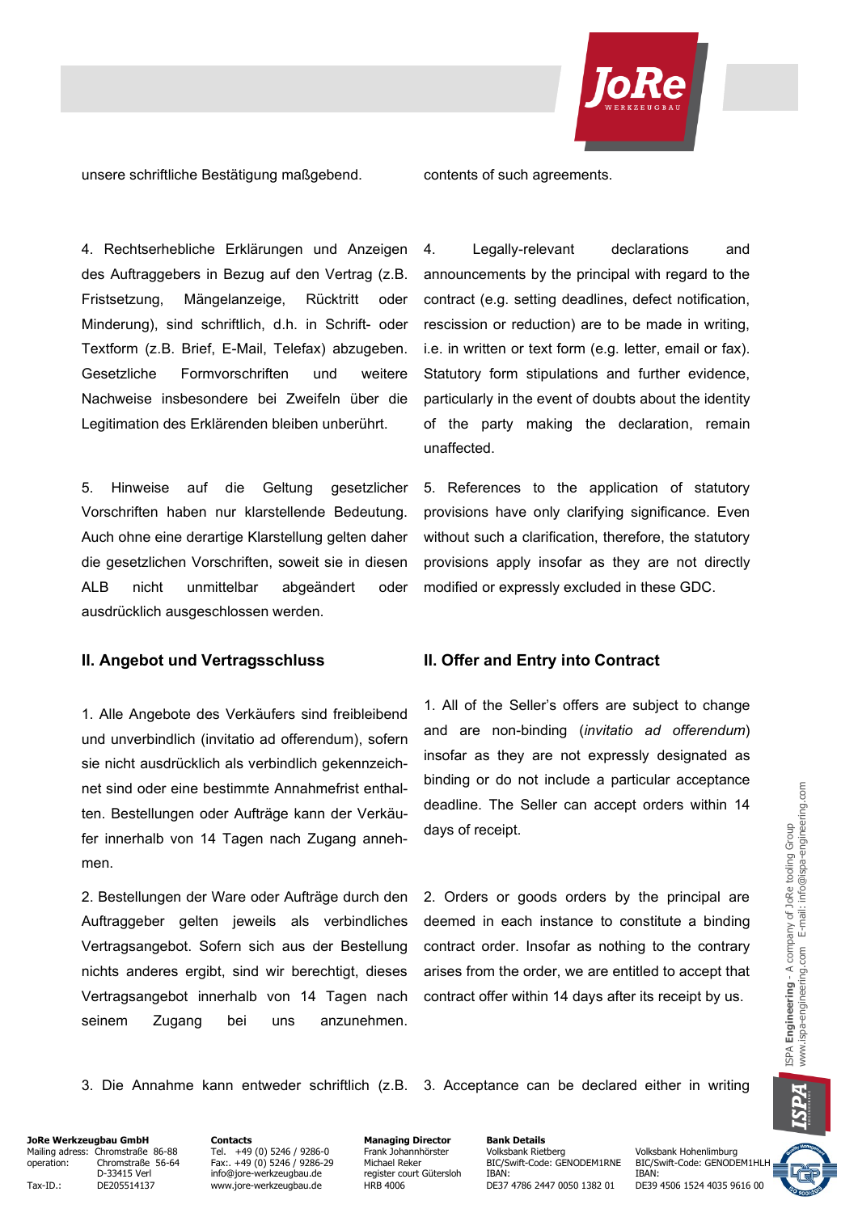unsere schriftliche Bestätigung maßgebend.

contents of such agreements.

4. Rechtserhebliche Erklärungen und Anzeigen des Auftraggebers in Bezug auf den Vertrag (z.B. Fristsetzung, Mängelanzeige, Rücktritt oder Minderung), sind schriftlich, d.h. in Schrift- oder Textform (z.B. Brief, E-Mail, Telefax) abzugeben. Gesetzliche Formvorschriften und weitere Nachweise insbesondere bei Zweifeln über die Legitimation des Erklärenden bleiben unberührt.

4. Legally-relevant declarations and announcements by the principal with regard to the contract (e.g. setting deadlines, defect notification, rescission or reduction) are to be made in writing, i.e. in written or text form (e.g. letter, email or fax). Statutory form stipulations and further evidence, particularly in the event of doubts about the identity of the party making the declaration, remain unaffected.

5. Hinweise auf die Geltung gesetzlicher Vorschriften haben nur klarstellende Bedeutung. Auch ohne eine derartige Klarstellung gelten daher die gesetzlichen Vorschriften, soweit sie in diesen ALB nicht unmittelbar abgeändert oder ausdrücklich ausgeschlossen werden.

5. References to the application of statutory provisions have only clarifying significance. Even without such a clarification, therefore, the statutory provisions apply insofar as they are not directly modified or expressly excluded in these GDC.

## II. Angebot und Vertragsschluss

## II. Offer and Entry into Contract

1. Alle Angebote des Verkäufers sind freibleibend und unverbindlich (invitatio ad offerendum), sofern sie nicht ausdrücklich als verbindlich gekennzeichnet sind oder eine bestimmte Annahmefrist enthalten. Bestellungen oder Aufträge kann der Verkäufer innerhalb von 14 Tagen nach Zugang annehmen.

1. All of the Seller's offers are subject to change and are non-binding (*invitatio ad offerendum*) insofar as they are not expressly designated as binding or do not include a particular acceptance deadline. The Seller can accept orders within 14 days of receipt.

2. Bestellungen der Ware oder Aufträge durch den Auftraggeber gelten jeweils als verbindliches Vertragsangebot. Sofern sich aus der Bestellung nichts anderes ergibt, sind wir berechtigt, dieses Vertragsangebot innerhalb von 14 Tagen nach seinem Zugang bei uns anzunehmen.

2. Orders or goods orders by the principal are deemed in each instance to constitute a binding contract order. Insofar as nothing to the contrary arises from the order, we are entitled to accept that contract offer within 14 days after its receipt by us.

3. Die Annahme kann entweder schriftlich (z.B.

3. Acceptance can be declared either in writing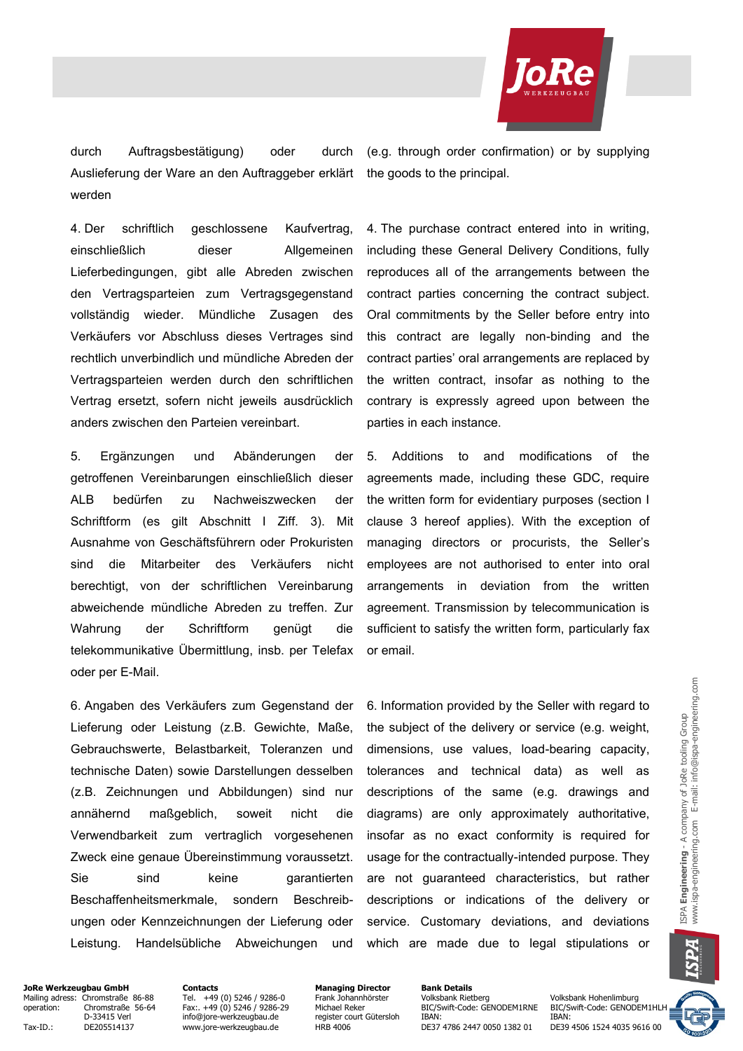durch Auftragsbestätigung) oder durch Auslieferung der Ware an den Auftraggeber erklärt werden

(e.g. through order confirmation) or by supplying the goods to the principal.

4. Der schriftlich geschlossene Kaufvertrag, einschließlich dieser Allgemeinen Lieferbedingungen, gibt alle Abreden zwischen den Vertragsparteien zum Vertragsgegenstand vollständig wieder. Mündliche Zusagen des Verkäufers vor Abschluss dieses Vertrages sind rechtlich unverbindlich und mündliche Abreden der Vertragsparteien werden durch den schriftlichen Vertrag ersetzt, sofern nicht jeweils ausdrücklich anders zwischen den Parteien vereinbart.

4. The purchase contract entered into in writing, including these General Delivery Conditions, fully reproduces all of the arrangements between the contract parties concerning the contract subject. Oral commitments by the Seller before entry into this contract are legally non-binding and the contract parties' oral arrangements are replaced by the written contract, insofar as nothing to the contrary is expressly agreed upon between the parties in each instance.

5. Ergänzungen und Abänderungen der getroffenen Vereinbarungen einschließlich dieser ALB bedürfen zu Nachweiszwecken der Schriftform (es gilt Abschnitt I Ziff. 3). Mit Ausnahme von Geschäftsführern oder Prokuristen sind die Mitarbeiter des Verkäufers nicht berechtigt, von der schriftlichen Vereinbarung abweichende mündliche Abreden zu treffen. Zur Wahrung der Schriftform genügt die telekommunikative Übermittlung, insb. per Telefax oder per E-Mail.

5. Additions to and modifications of the agreements made, including these GDC, require the written form for evidentiary purposes (section I clause 3 hereof applies). With the exception of managing directors or procurists, the Seller's employees are not authorised to enter into oral arrangements in deviation from the written agreement. Transmission by telecommunication is sufficient to satisfy the written form, particularly fax or email.

6. Angaben des Verkäufers zum Gegenstand der Lieferung oder Leistung (z.B. Gewichte, Maße, Gebrauchswerte, Belastbarkeit, Toleranzen und technische Daten) sowie Darstellungen desselben (z.B. Zeichnungen und Abbildungen) sind nur annähernd maßgeblich, soweit nicht die Verwendbarkeit zum vertraglich vorgesehenen Zweck eine genaue Übereinstimmung voraussetzt. Sie sind keine garantierten Beschaffenheitsmerkmale, sondern Beschreibungen oder Kennzeichnungen der Lieferung oder Leistung. Handelsübliche Abweichungen und

6. Information provided by the Seller with regard to the subject of the delivery or service (e.g. weight, dimensions, use values, load-bearing capacity, tolerances and technical data) as well as descriptions of the same (e.g. drawings and diagrams) are only approximately authoritative, insofar as no exact conformity is required for usage for the contractually-intended purpose. They are not guaranteed characteristics, but rather descriptions or indications of the delivery or service. Customary deviations, and deviations which are made due to legal stipulations or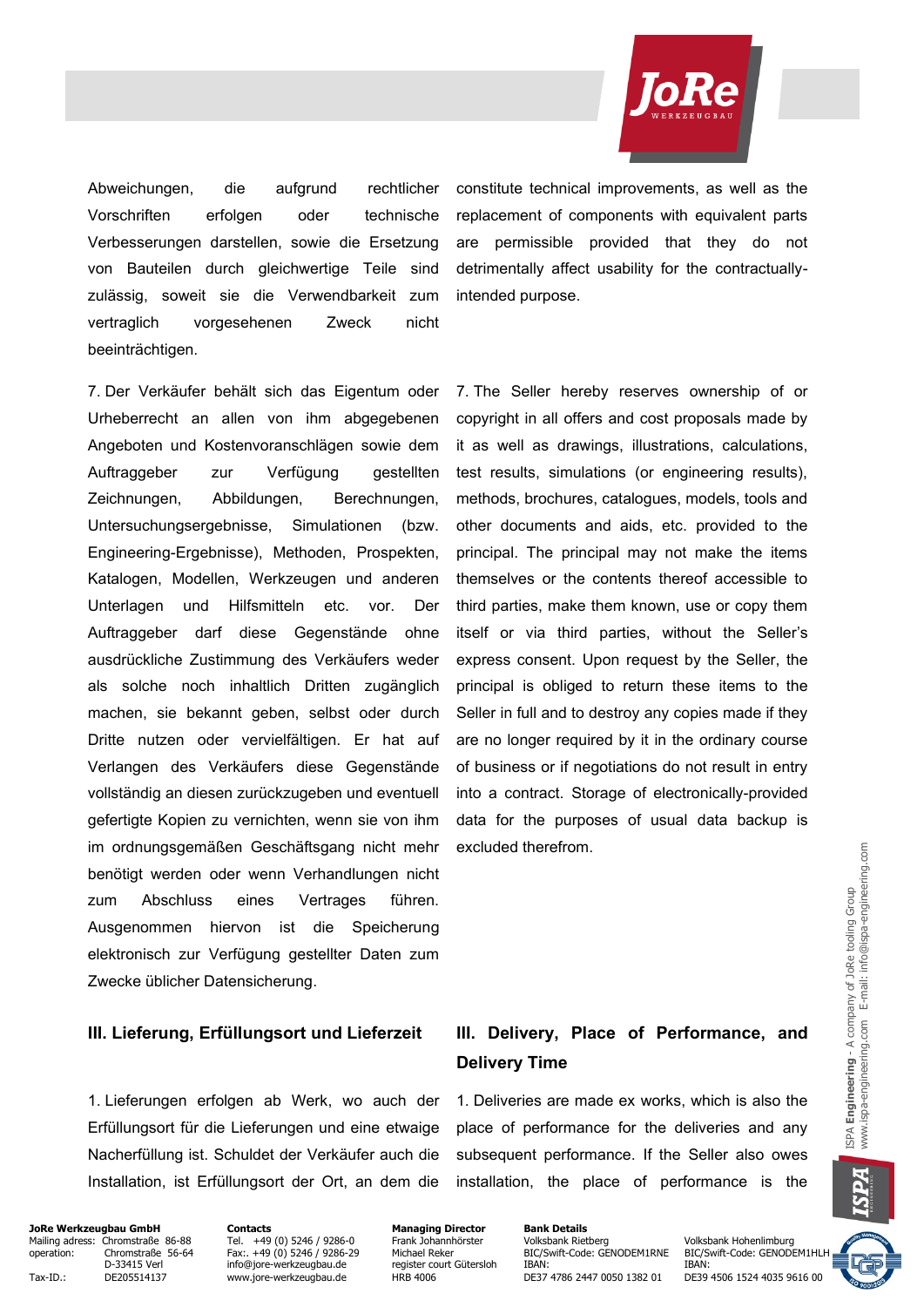Abweichungen, die aufgrund rechtlicher Vorschriften erfolgen oder technische Verbesserungen darstellen, sowie die Ersetzung von Bauteilen durch gleichwertige Teile sind zulässig, soweit sie die Verwendbarkeit zum vertraglich vorgesehenen Zweck nicht beeinträchtigen.

constitute technical improvements, as well as the replacement of components with equivalent parts are permissible provided that they do not detrimentally affect usability for the contractually-intended purpose.

7. Der Verkäufer behält sich das Eigentum oder Urheberrecht an allen von ihm abgegebenen Angeboten und Kostenvoranschlägen sowie dem Auftraggeber zur Verfügung gestellten Zeichnungen, Abbildungen, Berechnungen, Untersuchungsergebnisse, Simulationen (bzw. Engineering-Ergebnisse), Methoden, Prospekten, Katalogen, Modellen, Werkzeugen und anderen Unterlagen und Hilfsmitteln etc. vor. Der Auftraggeber darf diese Gegenstände ohne ausdrückliche Zustimmung des Verkäufers weder als solche noch inhaltlich Dritten zugänglich machen, sie bekannt geben, selbst oder durch Dritte nutzen oder vervielfältigen. Er hat auf Verlangen des Verkäufers diese Gegenstände vollständig an diesen zurückzugeben und eventuell gefertigte Kopien zu vernichten, wenn sie von ihm im ordnungsgemäßen Geschäftsgang nicht mehr benötigt werden oder wenn Verhandlungen nicht zum Abschluss eines Vertrages führen. Ausgenommen hiervon ist die Speicherung elektronisch zur Verfügung gestellter Daten zum Zwecke üblicher Datensicherung.

7. The Seller hereby reserves ownership of or copyright in all offers and cost proposals made by it as well as drawings, illustrations, calculations, test results, simulations (or engineering results), methods, brochures, catalogues, models, tools and other documents and aids, etc. provided to the principal. The principal may not make the items themselves or the contents thereof accessible to third parties, make them known, use or copy them itself or via third parties, without the Seller's express consent. Upon request by the Seller, the principal is obliged to return these items to the Seller in full and to destroy any copies made if they are no longer required by it in the ordinary course of business or if negotiations do not result in entry into a contract. Storage of electronically-provided data for the purposes of usual data backup is excluded therefrom.

### III. Lieferung, Erfüllungsort und Lieferzeit

### III. Delivery, Place of Performance, and Delivery Time

1. Lieferungen erfolgen ab Werk, wo auch der Erfüllungsort für die Lieferungen und eine etwaige Nacherfüllung ist. Schuldet der Verkäufer auch die Installation, ist Erfüllungsort der Ort, an dem die

1. Deliveries are made ex works, which is also the place of performance for the deliveries and any subsequent performance. If the Seller also owes installation, the place of performance is the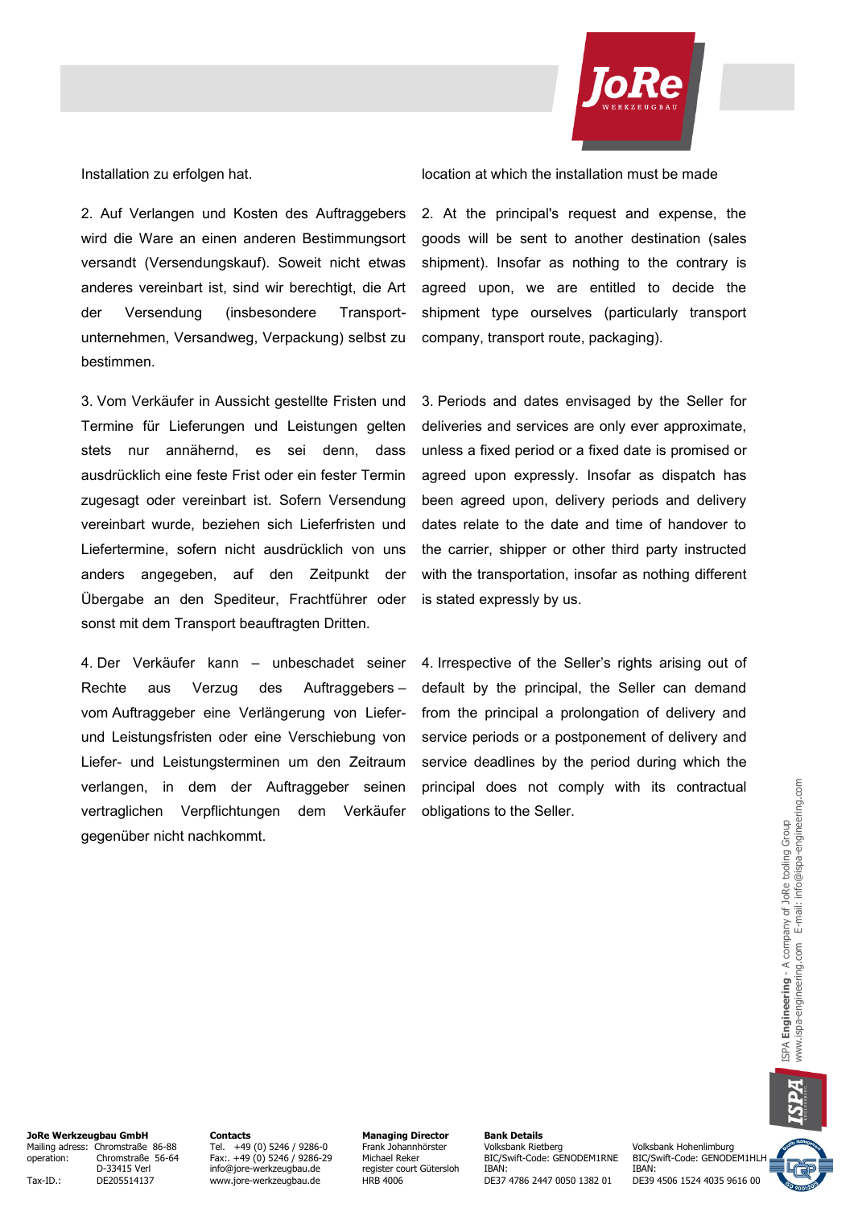Installation zu erfolgen hat.

location at which the installation must be made

2. Auf Verlangen und Kosten des Auftraggebers wird die Ware an einen anderen Bestimmungsort versandt (Versendungskauf). Soweit nicht etwas anderes vereinbart ist, sind wir berechtigt, die Art der Versendung (insbesondere Transport-unternehmen, Versandweg, Verpackung) selbst zu bestimmen.

2. At the principal's request and expense, the goods will be sent to another destination (sales shipment). Insofar as nothing to the contrary is agreed upon, we are entitled to decide the shipment type ourselves (particularly transport company, transport route, packaging).

3. Vom Verkäufer in Aussicht gestellte Fristen und Termine für Lieferungen und Leistungen gelten stets nur annähernd, es sei denn, dass ausdrücklich eine feste Frist oder ein fester Termin zugesagt oder vereinbart ist. Sofern Versendung vereinbart wurde, beziehen sich Lieferfristen und Liefertermine, sofern nicht ausdrücklich von uns anders angegeben, auf den Zeitpunkt der Übergabe an den Spediteur, Frachtführer oder sonst mit dem Transport beauftragten Dritten.

3. Periods and dates envisaged by the Seller for deliveries and services are only ever approximate, unless a fixed period or a fixed date is promised or agreed upon expressly. Insofar as dispatch has been agreed upon, delivery periods and delivery dates relate to the date and time of handover to the carrier, shipper or other third party instructed with the transportation, insofar as nothing different is stated expressly by us.

4. Der Verkäufer kann – unbeschadet seiner Rechte aus Verzug des Auftraggebers – vom Auftraggeber eine Verlängerung von Liefer- und Leistungsfristen oder eine Verschiebung von Liefer- und Leistungsterminen um den Zeitraum verlangen, in dem der Auftraggeber seinen vertraglichen Verpflichtungen dem Verkäufer gegenüber nicht nachkommt.

4. Irrespective of the Seller's rights arising out of default by the principal, the Seller can demand from the principal a prolongation of delivery and service periods or a postponement of delivery and service deadlines by the period during which the principal does not comply with its contractual obligations to the Seller.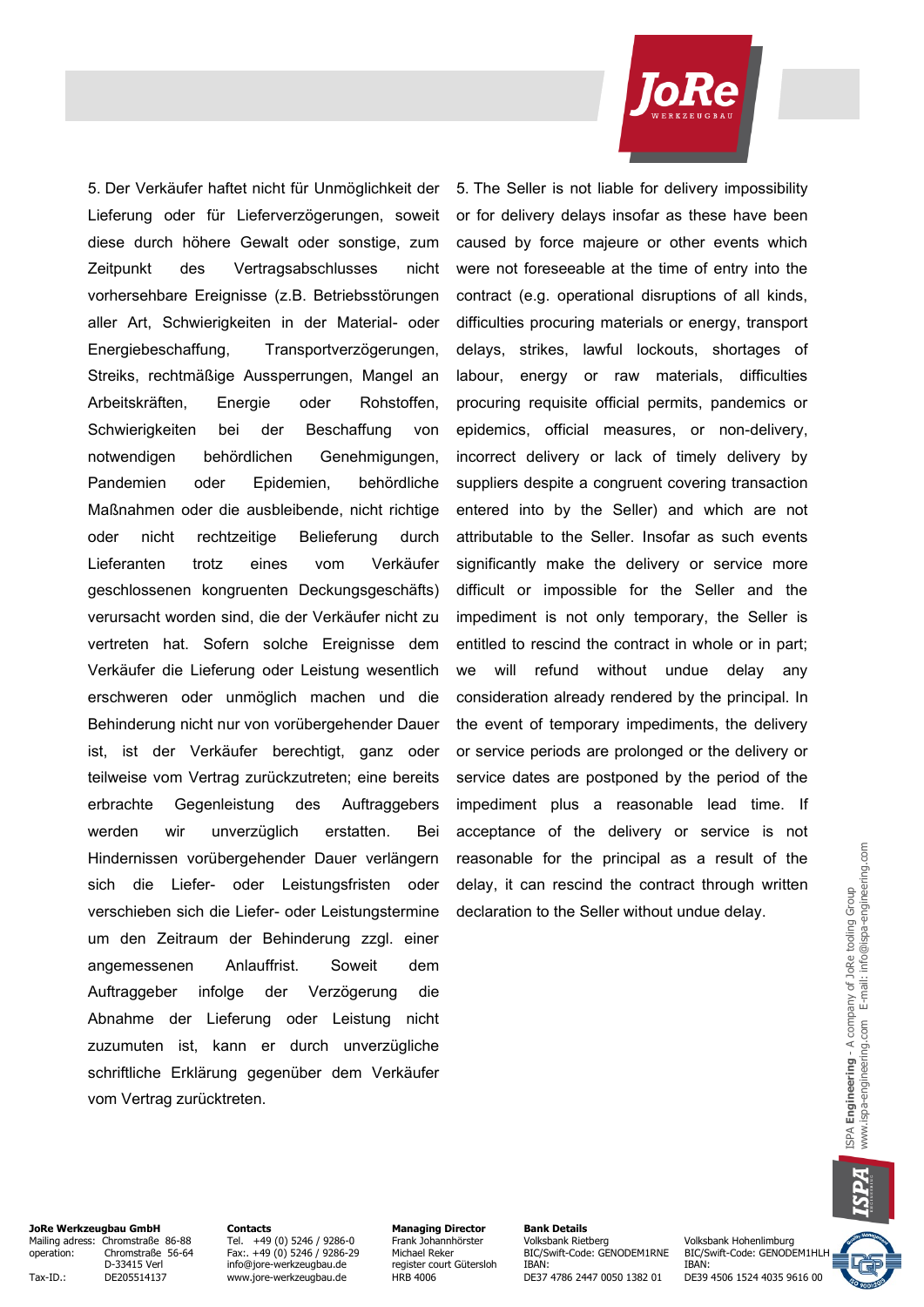5. Der Verkäufer haftet nicht für Unmöglichkeit der Lieferung oder für Lieferverzögerungen, soweit diese durch höhere Gewalt oder sonstige, zum Zeitpunkt des Vertragsabschlusses nicht vorhersehbare Ereignisse (z.B. Betriebsstörungen aller Art, Schwierigkeiten in der Material- oder Energiebeschaffung, Transportverzögerungen, Streiks, rechtmäßige Aussperrungen, Mangel an Arbeitskräften, Energie oder Rohstoffen, Schwierigkeiten bei der Beschaffung von notwendigen behördlichen Genehmigungen, Pandemien oder Epidemien, behördliche Maßnahmen oder die ausbleibende, nicht richtige oder nicht rechtzeitige Belieferung durch Lieferanten trotz eines vom Verkäufer geschlossenen kongruenten Deckungsgeschäfts) verursacht worden sind, die der Verkäufer nicht zu vertreten hat. Sofern solche Ereignisse dem Verkäufer die Lieferung oder Leistung wesentlich erschweren oder unmöglich machen und die Behinderung nicht nur von vorübergehender Dauer ist, ist der Verkäufer berechtigt, ganz oder teilweise vom Vertrag zurückzutreten; eine bereits erbrachte Gegenleistung des Auftraggebers werden wir unverzüglich erstatten. Bei Hindernissen vorübergehender Dauer verlängern sich die Liefer- oder Leistungsfristen oder verschieben sich die Liefer- oder Leistungstermine um den Zeitraum der Behinderung zzgl. einer angemessenen Anlauffrist. Soweit dem Auftraggeber infolge der Verzögerung die Abnahme der Lieferung oder Leistung nicht zuzumuten ist, kann er durch unverzügliche schriftliche Erklärung gegenüber dem Verkäufer vom Vertrag zurücktreten.

5. The Seller is not liable for delivery impossibility or for delivery delays insofar as these have been caused by force majeure or other events which were not foreseeable at the time of entry into the contract (e.g. operational disruptions of all kinds, difficulties procuring materials or energy, transport delays, strikes, lawful lockouts, shortages of labour, energy or raw materials, difficulties procuring requisite official permits, pandemics or epidemics, official measures, or non-delivery, incorrect delivery or lack of timely delivery by suppliers despite a congruent covering transaction entered into by the Seller) and which are not attributable to the Seller. Insofar as such events significantly make the delivery or service more difficult or impossible for the Seller and the impediment is not only temporary, the Seller is entitled to rescind the contract in whole or in part; we will refund without undue delay any consideration already rendered by the principal. In the event of temporary impediments, the delivery or service periods are prolonged or the delivery or service dates are postponed by the period of the impediment plus a reasonable lead time. If acceptance of the delivery or service is not reasonable for the principal as a result of the delay, it can rescind the contract through written declaration to the Seller without undue delay.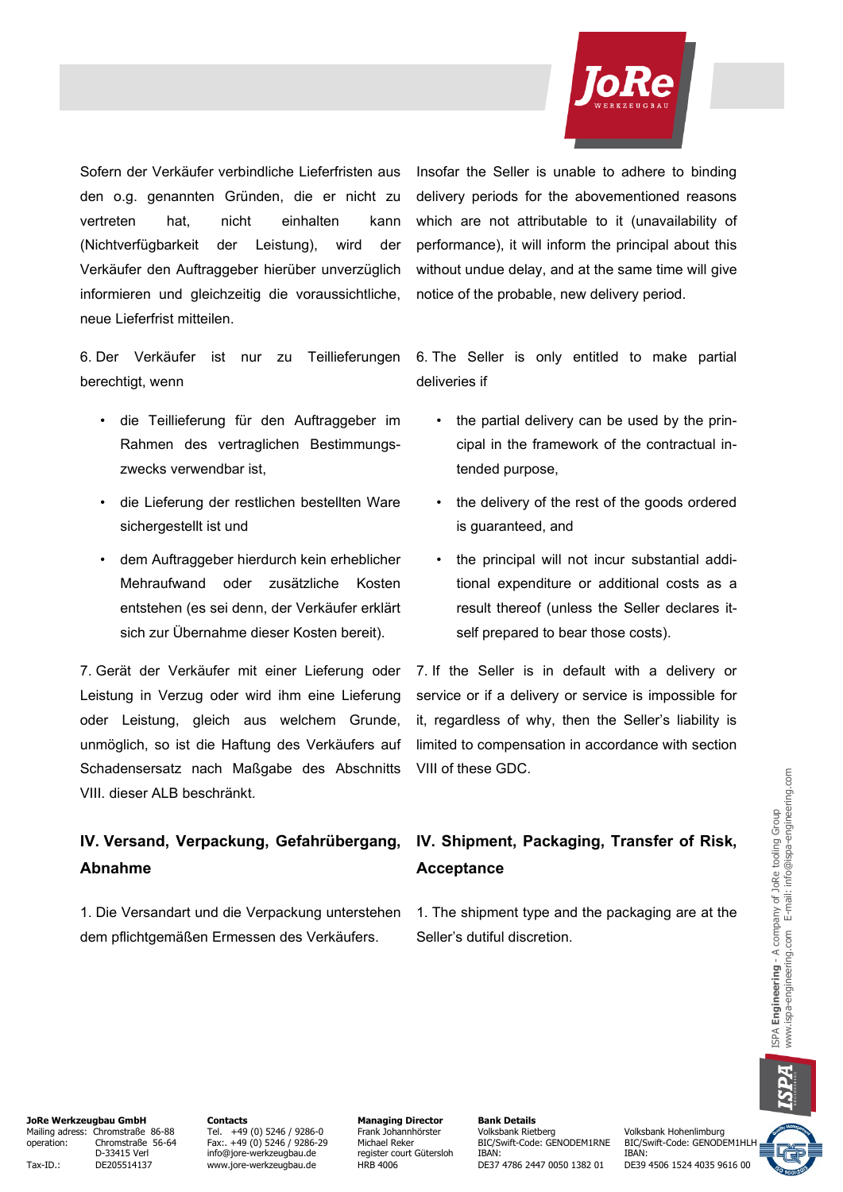Sofern der Verkäufer verbindliche Lieferfristen aus den o.g. genannten Gründen, die er nicht zu vertreten hat, nicht einhalten kann (Nichtverfügbarkeit der Leistung), wird der Verkäufer den Auftraggeber hierüber unverzüglich informieren und gleichzeitig die voraussichtliche, neue Lieferfrist mitteilen.

Insofar the Seller is unable to adhere to binding delivery periods for the abovementioned reasons which are not attributable to it (unavailability of performance), it will inform the principal about this without undue delay, and at the same time will give notice of the probable, new delivery period.

6. Der Verkäufer ist nur zu Teillieferungen berechtigt, wenn

- die Teillieferung für den Auftraggeber im Rahmen des vertraglichen Bestimmungszwecks verwendbar ist,
- die Lieferung der restlichen bestellten Ware sichergestellt ist und
- dem Auftraggeber hierdurch kein erheblicher Mehraufwand oder zusätzliche Kosten entstehen (es sei denn, der Verkäufer erklärt sich zur Übernahme dieser Kosten bereit).

6. The Seller is only entitled to make partial deliveries if

- the partial delivery can be used by the principal in the framework of the contractual intended purpose,
- the delivery of the rest of the goods ordered is guaranteed, and
- the principal will not incur substantial additional expenditure or additional costs as a result thereof (unless the Seller declares itself prepared to bear those costs).

7. Gerät der Verkäufer mit einer Lieferung oder Leistung in Verzug oder wird ihm eine Lieferung oder Leistung, gleich aus welchem Grunde, unmöglich, so ist die Haftung des Verkäufers auf Schadensersatz nach Maßgabe des Abschnitts VIII. dieser ALB beschränkt.

7. If the Seller is in default with a delivery or service or if a delivery or service is impossible for it, regardless of why, then the Seller's liability is limited to compensation in accordance with section VIII of these GDC.

## IV. Versand, Verpackung, Gefahrübergang, Abnahme

## IV. Shipment, Packaging, Transfer of Risk, Acceptance

1. Die Versandart und die Verpackung unterstehen dem pflichtgemäßen Ermessen des Verkäufers.

1. The shipment type and the packaging are at the Seller's dutiful discretion.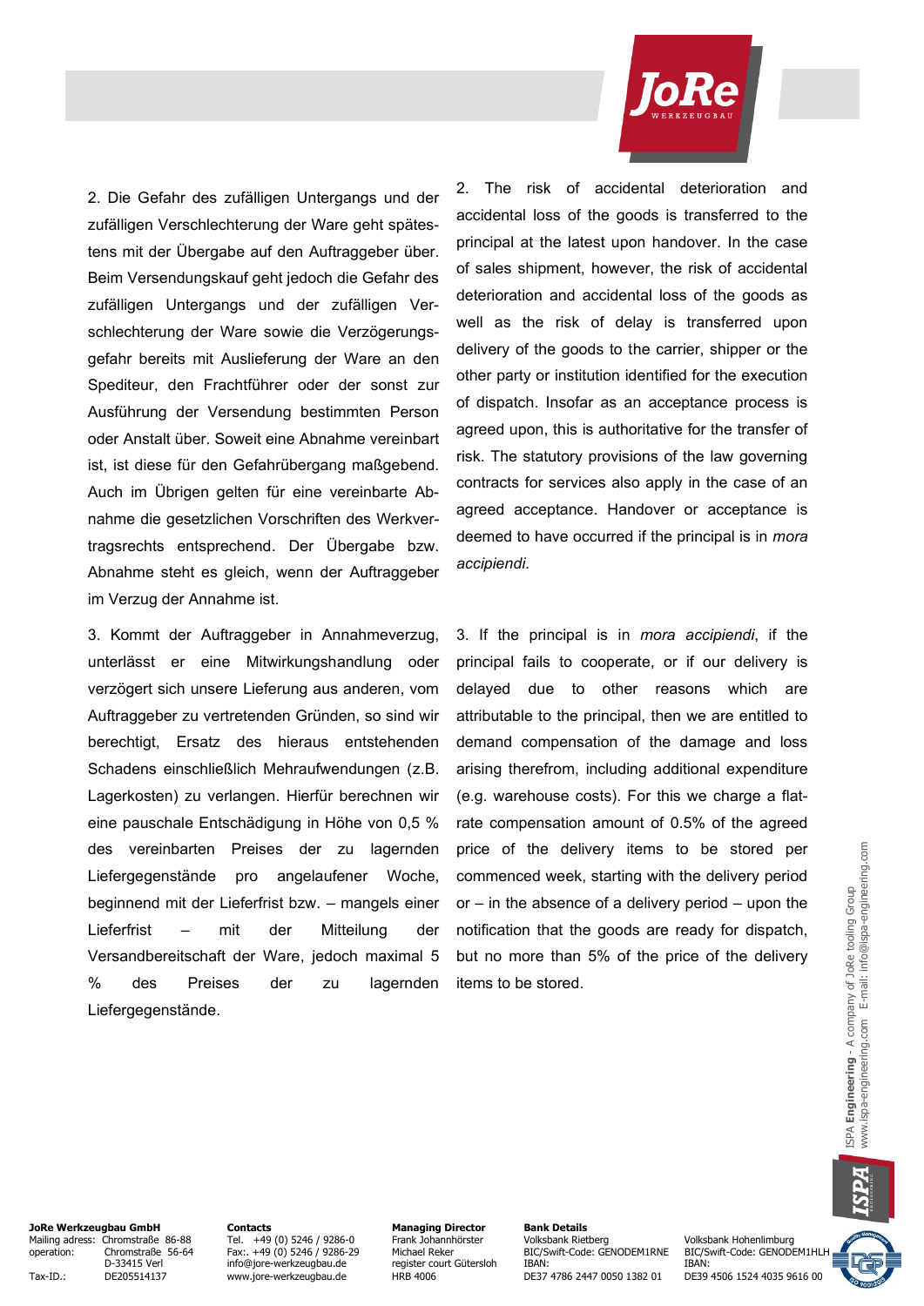2. Die Gefahr des zufälligen Untergangs und der zufälligen Verschlechterung der Ware geht spätestens mit der Übergabe auf den Auftraggeber über. Beim Versendungskauf geht jedoch die Gefahr des zufälligen Untergangs und der zufälligen Verschlechterung der Ware sowie die Verzögerungsgefahr bereits mit Auslieferung der Ware an den Spediteur, den Frachtführer oder der sonst zur Ausführung der Versendung bestimmten Person oder Anstalt über. Soweit eine Abnahme vereinbart ist, ist diese für den Gefahrübergang maßgebend. Auch im Übrigen gelten für eine vereinbarte Abnahme die gesetzlichen Vorschriften des Werkvertragsrechts entsprechend. Der Übergabe bzw. Abnahme steht es gleich, wenn der Auftraggeber im Verzug der Annahme ist.

2. The risk of accidental deterioration and accidental loss of the goods is transferred to the principal at the latest upon handover. In the case of sales shipment, however, the risk of accidental deterioration and accidental loss of the goods as well as the risk of delay is transferred upon delivery of the goods to the carrier, shipper or the other party or institution identified for the execution of dispatch. Insofar as an acceptance process is agreed upon, this is authoritative for the transfer of risk. The statutory provisions of the law governing contracts for services also apply in the case of an agreed acceptance. Handover or acceptance is deemed to have occurred if the principal is in *mora accipiendi*.

3. Kommt der Auftraggeber in Annahmeverzug, unterlässt er eine Mitwirkungshandlung oder verzögert sich unsere Lieferung aus anderen, vom Auftraggeber zu vertretenden Gründen, so sind wir berechtigt, Ersatz des hieraus entstehenden Schadens einschließlich Mehraufwendungen (z.B. Lagerkosten) zu verlangen. Hierfür berechnen wir eine pauschale Entschädigung in Höhe von 0,5 % des vereinbarten Preises der zu lagernden Liefergegenstände pro angelaufener Woche, beginnend mit der Lieferfrist bzw. – mangels einer Lieferfrist – mit der Mitteilung der Versandbereitschaft der Ware, jedoch maximal 5 % des Preises der zu lagernden Liefergegenstände.

3. If the principal is in *mora accipiendi*, if the principal fails to cooperate, or if our delivery is delayed due to other reasons which are attributable to the principal, then we are entitled to demand compensation of the damage and loss arising therefrom, including additional expenditure (e.g. warehouse costs). For this we charge a flat-rate compensation amount of 0.5% of the agreed price of the delivery items to be stored per commenced week, starting with the delivery period or – in the absence of a delivery period – upon the notification that the goods are ready for dispatch, but no more than 5% of the price of the delivery items to be stored.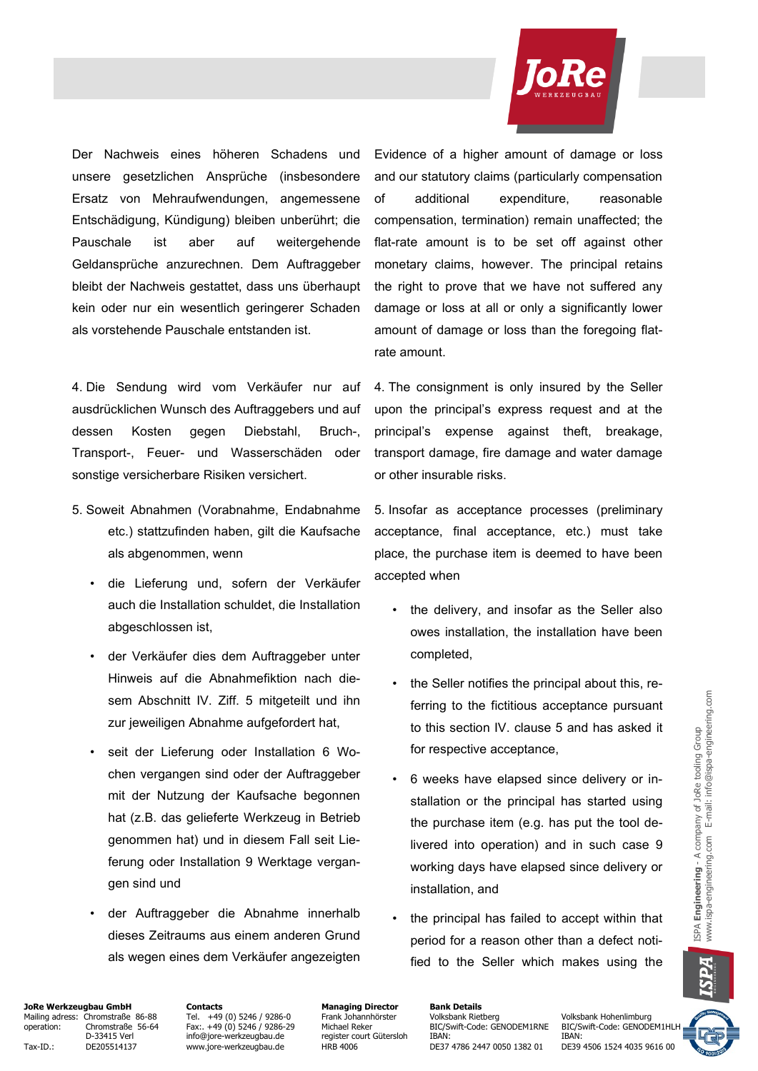Der Nachweis eines höheren Schadens und unsere gesetzlichen Ansprüche (insbesondere Ersatz von Mehraufwendungen, angemessene Entschädigung, Kündigung) bleiben unberührt; die Pauschale ist aber auf weitergehende Geldansprüche anzurechnen. Dem Auftraggeber bleibt der Nachweis gestattet, dass uns überhaupt kein oder nur ein wesentlich geringerer Schaden als vorstehende Pauschale entstanden ist.

Evidence of a higher amount of damage or loss and our statutory claims (particularly compensation of additional expenditure, reasonable compensation, termination) remain unaffected; the flat-rate amount is to be set off against other monetary claims, however. The principal retains the right to prove that we have not suffered any damage or loss at all or only a significantly lower amount of damage or loss than the foregoing flat-rate amount.

4. Die Sendung wird vom Verkäufer nur auf ausdrücklichen Wunsch des Auftraggebers und auf dessen Kosten gegen Diebstahl, Bruch-, Transport-, Feuer- und Wasserschäden oder sonstige versicherbare Risiken versichert.

4. The consignment is only insured by the Seller upon the principal's express request and at the principal's expense against theft, breakage, transport damage, fire damage and water damage or other insurable risks.

5. Soweit Abnahmen (Vorabnahme, Endabnahme etc.) stattzufinden haben, gilt die Kaufsache als abgenommen, wenn

- die Lieferung und, sofern der Verkäufer auch die Installation schuldet, die Installation abgeschlossen ist,
- der Verkäufer dies dem Auftraggeber unter Hinweis auf die Abnahmefiktion nach diesem Abschnitt IV. Ziff. 5 mitgeteilt und ihn zur jeweiligen Abnahme aufgefordert hat,
- seit der Lieferung oder Installation 6 Wochen vergangen sind oder der Auftraggeber mit der Nutzung der Kaufsache begonnen hat (z.B. das gelieferte Werkzeug in Betrieb genommen hat) und in diesem Fall seit Lieferung oder Installation 9 Werktage vergangen sind und
- der Auftraggeber die Abnahme innerhalb dieses Zeitraums aus einem anderen Grund als wegen eines dem Verkäufer angezeigten

5. Insofar as acceptance processes (preliminary acceptance, final acceptance, etc.) must take place, the purchase item is deemed to have been accepted when

- the delivery, and insofar as the Seller also owes installation, the installation have been completed,
- the Seller notifies the principal about this, referring to the fictitious acceptance pursuant to this section IV. clause 5 and has asked it for respective acceptance,
- 6 weeks have elapsed since delivery or installation or the principal has started using the purchase item (e.g. has put the tool delivered into operation) and in such case 9 working days have elapsed since delivery or installation, and
- the principal has failed to accept within that period for a reason other than a defect notified to the Seller which makes using the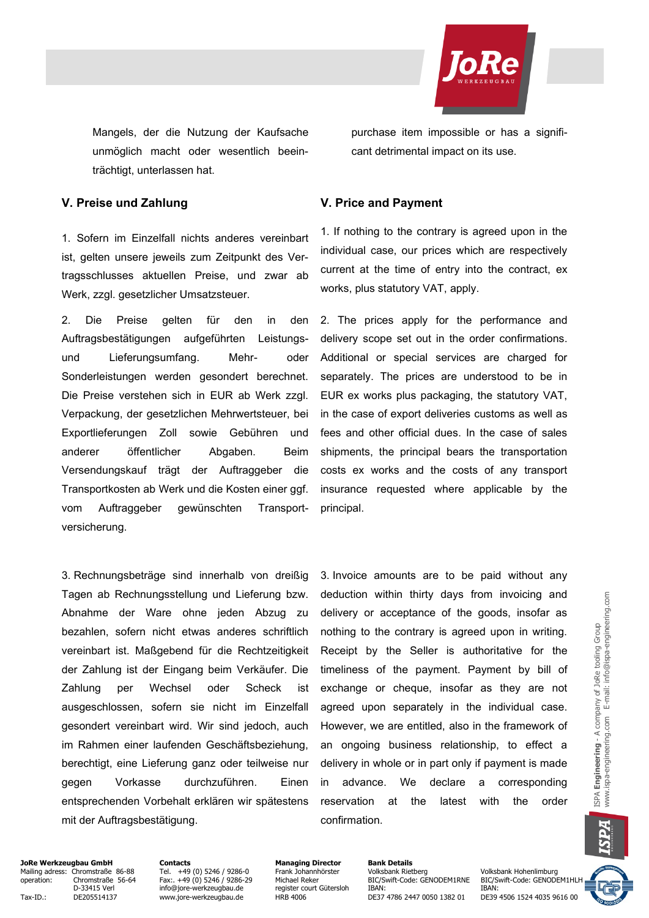Mangels, der die Nutzung der Kaufsache unmöglich macht oder wesentlich beeinträchtigt, unterlassen hat.

purchase item impossible or has a significant detrimental impact on its use.

## V. Preise und Zahlung

1. Sofern im Einzelfall nichts anderes vereinbart ist, gelten unsere jeweils zum Zeitpunkt des Vertragsschlusses aktuellen Preise, und zwar ab Werk, zzgl. gesetzlicher Umsatzsteuer.

2. Die Preise gelten für den in den Auftragsbestätigungen aufgeführten Leistungs- und Lieferungsumfang. Mehr- oder Sonderleistungen werden gesondert berechnet. Die Preise verstehen sich in EUR ab Werk zzgl. Verpackung, der gesetzlichen Mehrwertsteuer, bei Exportlieferungen Zoll sowie Gebühren und anderer öffentlicher Abgaben. Beim Versendungskauf trägt der Auftraggeber die Transportkosten ab Werk und die Kosten einer ggf. vom Auftraggeber gewünschten Transportversicherung.

3. Rechnungsbeträge sind innerhalb von dreißig Tagen ab Rechnungsstellung und Lieferung bzw. Abnahme der Ware ohne jeden Abzug zu bezahlen, sofern nicht etwas anderes schriftlich vereinbart ist. Maßgebend für die Rechtzeitigkeit der Zahlung ist der Eingang beim Verkäufer. Die Zahlung per Wechsel oder Scheck ist ausgeschlossen, sofern sie nicht im Einzelfall gesondert vereinbart wird. Wir sind jedoch, auch im Rahmen einer laufenden Geschäftsbeziehung, berechtigt, eine Lieferung ganz oder teilweise nur gegen Vorkasse durchzuführen. Einen entsprechenden Vorbehalt erklären wir spätestens mit der Auftragsbestätigung.

## V. Price and Payment

1. If nothing to the contrary is agreed upon in the individual case, our prices which are respectively current at the time of entry into the contract, ex works, plus statutory VAT, apply.

2. The prices apply for the performance and delivery scope set out in the order confirmations. Additional or special services are charged for separately. The prices are understood to be in EUR ex works plus packaging, the statutory VAT, in the case of export deliveries customs as well as fees and other official dues. In the case of sales shipments, the principal bears the transportation costs ex works and the costs of any transport insurance requested where applicable by the principal.

3. Invoice amounts are to be paid without any deduction within thirty days from invoicing and delivery or acceptance of the goods, insofar as nothing to the contrary is agreed upon in writing. Receipt by the Seller is authoritative for the timeliness of the payment. Payment by bill of exchange or cheque, insofar as they are not agreed upon separately in the individual case. However, we are entitled, also in the framework of an ongoing business relationship, to effect a delivery in whole or in part only if payment is made in advance. We declare a corresponding reservation at the latest with the order confirmation.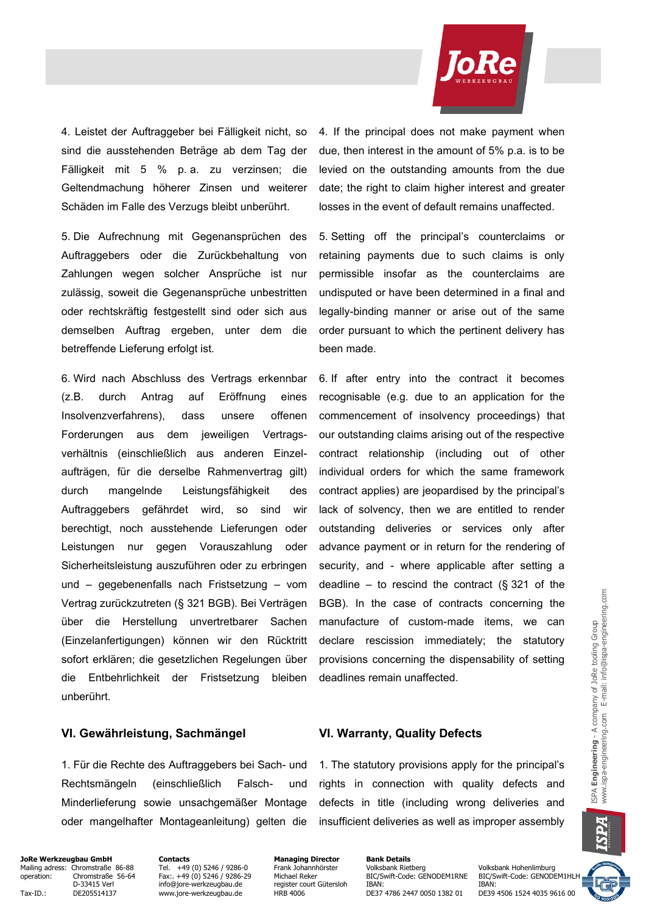4. Leistet der Auftraggeber bei Fälligkeit nicht, so sind die ausstehenden Beträge ab dem Tag der Fälligkeit mit 5 % p. a. zu verzinsen; die Geltendmachung höherer Zinsen und weiterer Schäden im Falle des Verzugs bleibt unberührt.

4. If the principal does not make payment when due, then interest in the amount of 5% p.a. is to be levied on the outstanding amounts from the due date; the right to claim higher interest and greater losses in the event of default remains unaffected.

5. Die Aufrechnung mit Gegenansprüchen des Auftraggebers oder die Zurückbehaltung von Zahlungen wegen solcher Ansprüche ist nur zulässig, soweit die Gegenansprüche unbestritten oder rechtskräftig festgestellt sind oder sich aus demselben Auftrag ergeben, unter dem die betreffende Lieferung erfolgt ist.

5. Setting off the principal's counterclaims or retaining payments due to such claims is only permissible insofar as the counterclaims are undisputed or have been determined in a final and legally-binding manner or arise out of the same order pursuant to which the pertinent delivery has been made.

6. Wird nach Abschluss des Vertrags erkennbar (z.B. durch Antrag auf Eröffnung eines Insolvenzverfahrens), dass unsere offenen Forderungen aus dem jeweiligen Vertragsverhältnis (einschließlich aus anderen Einzelaufträgen, für die derselbe Rahmenvertrag gilt) durch mangelnde Leistungsfähigkeit des Auftraggebers gefährdet wird, so sind wir berechtigt, noch ausstehende Lieferungen oder Leistungen nur gegen Vorauszahlung oder Sicherheitsleistung auszuführen oder zu erbringen und – gegebenenfalls nach Fristsetzung – vom Vertrag zurückzutreten (§ 321 BGB). Bei Verträgen über die Herstellung unvertretbarer Sachen (Einzelanfertigungen) können wir den Rücktritt sofort erklären; die gesetzlichen Regelungen über die Entbehrlichkeit der Fristsetzung bleiben unberührt.

6. If after entry into the contract it becomes recognisable (e.g. due to an application for the commencement of insolvency proceedings) that our outstanding claims arising out of the respective contract relationship (including out of other individual orders for which the same framework contract applies) are jeopardised by the principal's lack of solvency, then we are entitled to render outstanding deliveries or services only after advance payment or in return for the rendering of security, and - where applicable after setting a deadline – to rescind the contract (§ 321 of the BGB). In the case of contracts concerning the manufacture of custom-made items, we can declare rescission immediately; the statutory provisions concerning the dispensability of setting deadlines remain unaffected.

## VI. Gewährleistung, Sachmängel

## VI. Warranty, Quality Defects

1. Für die Rechte des Auftraggebers bei Sach- und Rechtsmängeln (einschließlich Falsch- und Minderlieferung sowie unsachgemäßer Montage oder mangelhafter Montageanleitung) gelten die

1. The statutory provisions apply for the principal's rights in connection with quality defects and defects in title (including wrong deliveries and insufficient deliveries as well as improper assembly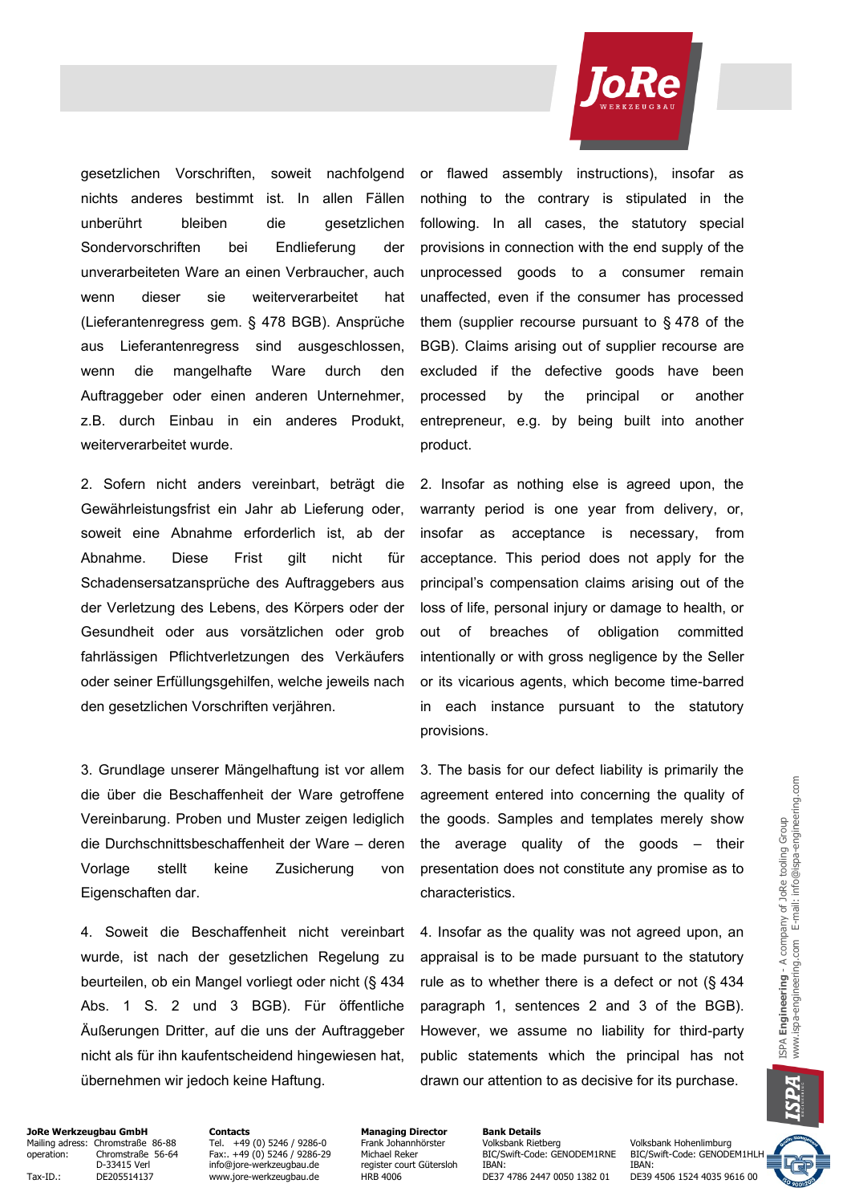gesetzlichen Vorschriften, soweit nachfolgend nichts anderes bestimmt ist. In allen Fällen unberührt bleiben die gesetzlichen Sondervorschriften bei Endlieferung der unverarbeiteten Ware an einen Verbraucher, auch wenn dieser sie weiterverarbeitet hat (Lieferantenregress gem. § 478 BGB). Ansprüche aus Lieferantenregress sind ausgeschlossen, wenn die mangelhafte Ware durch den Auftraggeber oder einen anderen Unternehmer, z.B. durch Einbau in ein anderes Produkt, weiterverarbeitet wurde.

2. Sofern nicht anders vereinbart, beträgt die Gewährleistungsfrist ein Jahr ab Lieferung oder, soweit eine Abnahme erforderlich ist, ab der Abnahme. Diese Frist gilt nicht für Schadensersatzansprüche des Auftraggebers aus der Verletzung des Lebens, des Körpers oder der Gesundheit oder aus vorsätzlichen oder grob fahrlässigen Pflichtverletzungen des Verkäufers oder seiner Erfüllungsgehilfen, welche jeweils nach den gesetzlichen Vorschriften verjähren.

3. Grundlage unserer Mängelhaftung ist vor allem die über die Beschaffenheit der Ware getroffene Vereinbarung. Proben und Muster zeigen lediglich die Durchschnittsbeschaffenheit der Ware – deren Vorlage stellt keine Zusicherung von Eigenschaften dar.

4. Soweit die Beschaffenheit nicht vereinbart wurde, ist nach der gesetzlichen Regelung zu beurteilen, ob ein Mangel vorliegt oder nicht (§ 434 Abs. 1 S. 2 und 3 BGB). Für öffentliche Äußerungen Dritter, auf die uns der Auftraggeber nicht als für ihn kaufentscheidend hingewiesen hat, übernehmen wir jedoch keine Haftung.

or flawed assembly instructions), insofar as nothing to the contrary is stipulated in the following. In all cases, the statutory special provisions in connection with the end supply of the unprocessed goods to a consumer remain unaffected, even if the consumer has processed them (supplier recourse pursuant to § 478 of the BGB). Claims arising out of supplier recourse are excluded if the defective goods have been processed by the principal or another entrepreneur, e.g. by being built into another product.

2. Insofar as nothing else is agreed upon, the warranty period is one year from delivery, or, insofar as acceptance is necessary, from acceptance. This period does not apply for the principal's compensation claims arising out of the loss of life, personal injury or damage to health, or out of breaches of obligation committed intentionally or with gross negligence by the Seller or its vicarious agents, which become time-barred in each instance pursuant to the statutory provisions.

3. The basis for our defect liability is primarily the agreement entered into concerning the quality of the goods. Samples and templates merely show the average quality of the goods – their presentation does not constitute any promise as to characteristics.

4. Insofar as the quality was not agreed upon, an appraisal is to be made pursuant to the statutory rule as to whether there is a defect or not (§ 434 paragraph 1, sentences 2 and 3 of the BGB). However, we assume no liability for third-party public statements which the principal has not drawn our attention to as decisive for its purchase.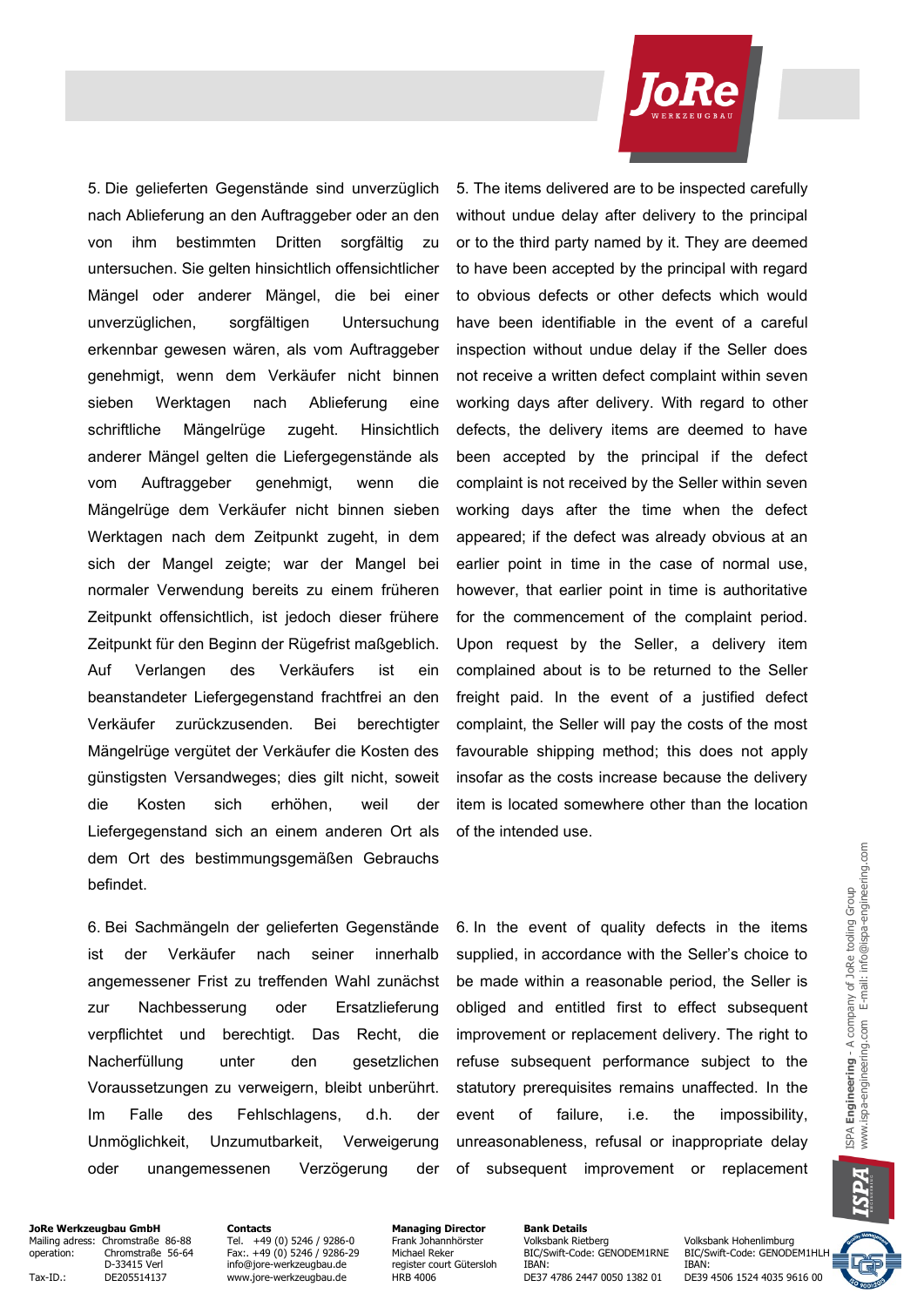5. Die gelieferten Gegenstände sind unverzüglich nach Ablieferung an den Auftraggeber oder an den von ihm bestimmten Dritten sorgfältig zu untersuchen. Sie gelten hinsichtlich offensichtlicher Mängel oder anderer Mängel, die bei einer unverzüglichen, sorgfältigen Untersuchung erkennbar gewesen wären, als vom Auftraggeber genehmigt, wenn dem Verkäufer nicht binnen sieben Werktagen nach Ablieferung eine schriftliche Mängelrüge zugeht. Hinsichtlich anderer Mängel gelten die Liefergegenstände als vom Auftraggeber genehmigt, wenn die Mängelrüge dem Verkäufer nicht binnen sieben Werktagen nach dem Zeitpunkt zugeht, in dem sich der Mangel zeigte; war der Mangel bei normaler Verwendung bereits zu einem früheren Zeitpunkt offensichtlich, ist jedoch dieser frühere Zeitpunkt für den Beginn der Rügefrist maßgeblich. Auf Verlangen des Verkäufers ist ein beanstandeter Liefergegenstand frachtfrei an den Verkäufer zurückzusenden. Bei berechtigter Mängelrüge vergütet der Verkäufer die Kosten des günstigsten Versandweges; dies gilt nicht, soweit die Kosten sich erhöhen, weil der Liefergegenstand sich an einem anderen Ort als dem Ort des bestimmungsgemäßen Gebrauchs befindet.

5. The items delivered are to be inspected carefully without undue delay after delivery to the principal or to the third party named by it. They are deemed to have been accepted by the principal with regard to obvious defects or other defects which would have been identifiable in the event of a careful inspection without undue delay if the Seller does not receive a written defect complaint within seven working days after delivery. With regard to other defects, the delivery items are deemed to have been accepted by the principal if the defect complaint is not received by the Seller within seven working days after the time when the defect appeared; if the defect was already obvious at an earlier point in time in the case of normal use, however, that earlier point in time is authoritative for the commencement of the complaint period. Upon request by the Seller, a delivery item complained about is to be returned to the Seller freight paid. In the event of a justified defect complaint, the Seller will pay the costs of the most favourable shipping method; this does not apply insofar as the costs increase because the delivery item is located somewhere other than the location of the intended use.

6. Bei Sachmängeln der gelieferten Gegenstände ist der Verkäufer nach seiner innerhalb angemessener Frist zu treffenden Wahl zunächst zur Nachbesserung oder Ersatzlieferung verpflichtet und berechtigt. Das Recht, die Nacherfüllung unter den gesetzlichen Voraussetzungen zu verweigern, bleibt unberührt. Im Falle des Fehlschlagens, d.h. der Unmöglichkeit, Unzumutbarkeit, Verweigerung oder unangemessenen Verzögerung der

6. In the event of quality defects in the items supplied, in accordance with the Seller's choice to be made within a reasonable period, the Seller is obliged and entitled first to effect subsequent improvement or replacement delivery. The right to refuse subsequent performance subject to the statutory prerequisites remains unaffected. In the event of failure, i.e. the impossibility, unreasonableness, refusal or inappropriate delay of subsequent improvement or replacement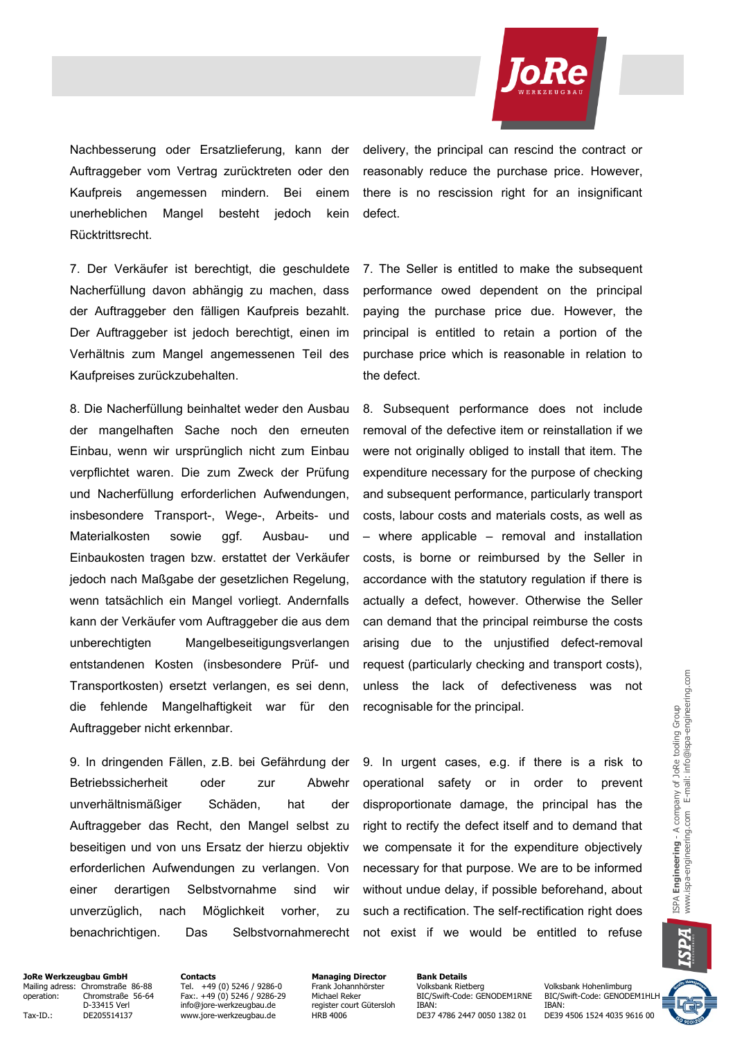Nachbesserung oder Ersatzlieferung, kann der Auftraggeber vom Vertrag zurücktreten oder den Kaufpreis angemessen mindern. Bei einem unerheblichen Mangel besteht jedoch kein Rücktrittsrecht.

delivery, the principal can rescind the contract or reasonably reduce the purchase price. However, there is no rescission right for an insignificant defect.

7. Der Verkäufer ist berechtigt, die geschuldete Nacherfüllung davon abhängig zu machen, dass der Auftraggeber den fälligen Kaufpreis bezahlt. Der Auftraggeber ist jedoch berechtigt, einen im Verhältnis zum Mangel angemessenen Teil des Kaufpreises zurückzubehalten.

7. The Seller is entitled to make the subsequent performance owed dependent on the principal paying the purchase price due. However, the principal is entitled to retain a portion of the purchase price which is reasonable in relation to the defect.

8. Die Nacherfüllung beinhaltet weder den Ausbau der mangelhaften Sache noch den erneuten Einbau, wenn wir ursprünglich nicht zum Einbau verpflichtet waren. Die zum Zweck der Prüfung und Nacherfüllung erforderlichen Aufwendungen, insbesondere Transport-, Wege-, Arbeits- und Materialkosten sowie ggf. Ausbau- und Einbaukosten tragen bzw. erstattet der Verkäufer jedoch nach Maßgabe der gesetzlichen Regelung, wenn tatsächlich ein Mangel vorliegt. Andernfalls kann der Verkäufer vom Auftraggeber die aus dem unberechtigten Mangelbeseitigungsverlangen entstandenen Kosten (insbesondere Prüf- und Transportkosten) ersetzt verlangen, es sei denn, die fehlende Mangelhaftigkeit war für den Auftraggeber nicht erkennbar.

8. Subsequent performance does not include removal of the defective item or reinstallation if we were not originally obliged to install that item. The expenditure necessary for the purpose of checking and subsequent performance, particularly transport costs, labour costs and materials costs, as well as – where applicable – removal and installation costs, is borne or reimbursed by the Seller in accordance with the statutory regulation if there is actually a defect, however. Otherwise the Seller can demand that the principal reimburse the costs arising due to the unjustified defect-removal request (particularly checking and transport costs), unless the lack of defectiveness was not recognisable for the principal.

9. In dringenden Fällen, z.B. bei Gefährdung der Betriebssicherheit oder zur Abwehr unverhältnismäßiger Schäden, hat der Auftraggeber das Recht, den Mangel selbst zu beseitigen und von uns Ersatz der hierzu objektiv erforderlichen Aufwendungen zu verlangen. Von einer derartigen Selbstvornahme sind wir unverzüglich, nach Möglichkeit vorher, zu benachrichtigen. Das Selbstvornahmerecht

9. In urgent cases, e.g. if there is a risk to operational safety or in order to prevent disproportionate damage, the principal has the right to rectify the defect itself and to demand that we compensate it for the expenditure objectively necessary for that purpose. We are to be informed without undue delay, if possible beforehand, about such a rectification. The self-rectification right does not exist if we would be entitled to refuse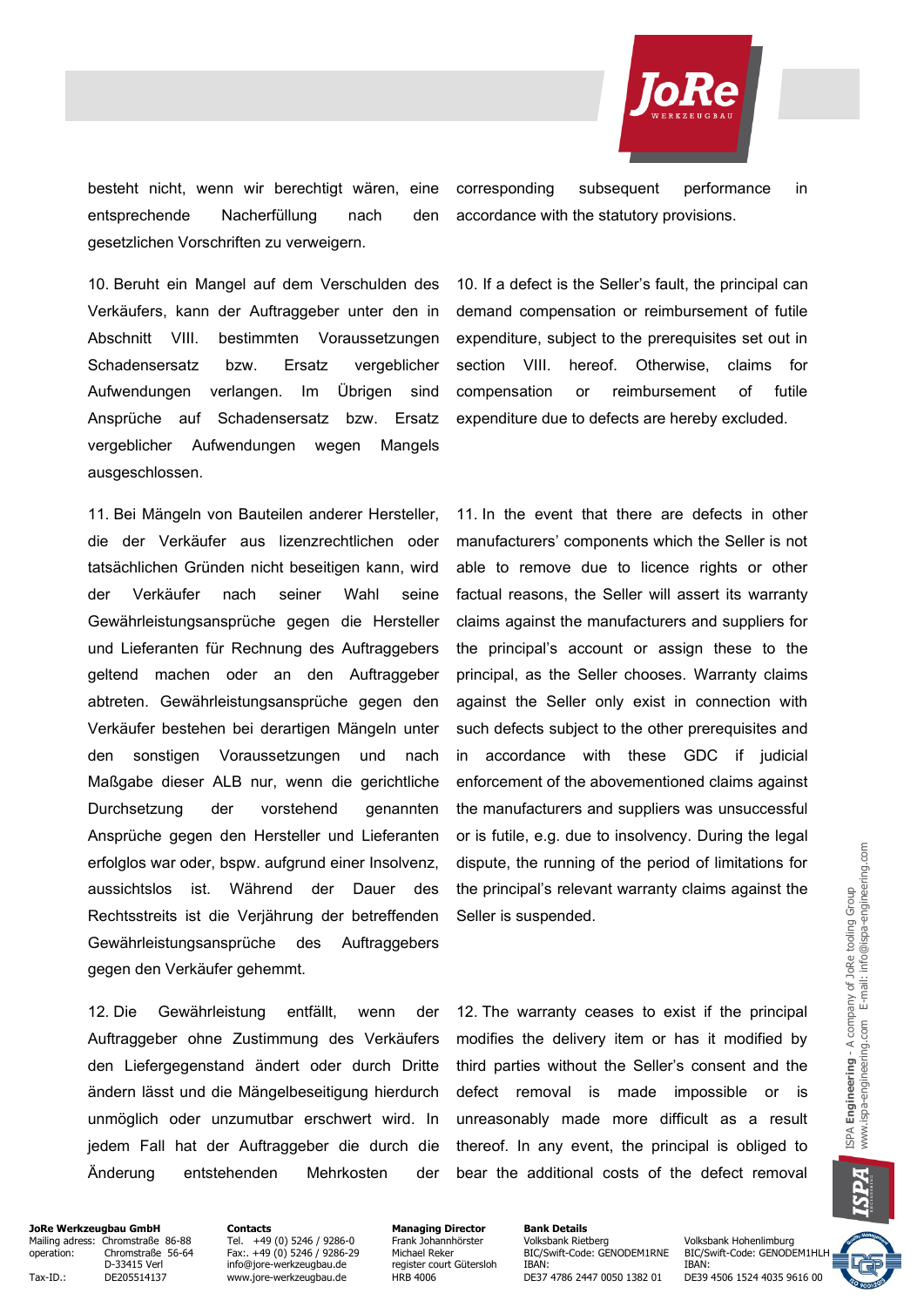besteht nicht, wenn wir berechtigt wären, eine entsprechende Nacherfüllung nach den gesetzlichen Vorschriften zu verweigern.

corresponding subsequent performance in accordance with the statutory provisions.

10. Beruht ein Mangel auf dem Verschulden des Verkäufers, kann der Auftraggeber unter den in Abschnitt VIII. bestimmten Voraussetzungen Schadensersatz bzw. Ersatz vergeblicher Aufwendungen verlangen. Im Übrigen sind Ansprüche auf Schadensersatz bzw. Ersatz vergeblicher Aufwendungen wegen Mangels ausgeschlossen.

10. If a defect is the Seller's fault, the principal can demand compensation or reimbursement of futile expenditure, subject to the prerequisites set out in section VIII. hereof. Otherwise, claims for compensation or reimbursement of futile expenditure due to defects are hereby excluded.

11. Bei Mängeln von Bauteilen anderer Hersteller, die der Verkäufer aus lizenzrechtlichen oder tatsächlichen Gründen nicht beseitigen kann, wird der Verkäufer nach seiner Wahl seine Gewährleistungsansprüche gegen die Hersteller und Lieferanten für Rechnung des Auftraggebers geltend machen oder an den Auftraggeber abtreten. Gewährleistungsansprüche gegen den Verkäufer bestehen bei derartigen Mängeln unter den sonstigen Voraussetzungen und nach Maßgabe dieser ALB nur, wenn die gerichtliche Durchsetzung der vorstehend genannten Ansprüche gegen den Hersteller und Lieferanten erfolglos war oder, bspw. aufgrund einer Insolvenz, aussichtslos ist. Während der Dauer des Rechtsstreits ist die Verjährung der betreffenden Gewährleistungsansprüche des Auftraggebers gegen den Verkäufer gehemmt.

11. In the event that there are defects in other manufacturers' components which the Seller is not able to remove due to licence rights or other factual reasons, the Seller will assert its warranty claims against the manufacturers and suppliers for the principal's account or assign these to the principal, as the Seller chooses. Warranty claims against the Seller only exist in connection with such defects subject to the other prerequisites and in accordance with these GDC if judicial enforcement of the abovementioned claims against the manufacturers and suppliers was unsuccessful or is futile, e.g. due to insolvency. During the legal dispute, the running of the period of limitations for the principal's relevant warranty claims against the Seller is suspended.

12. Die Gewährleistung entfällt, wenn der Auftraggeber ohne Zustimmung des Verkäufers den Liefergegenstand ändert oder durch Dritte ändern lässt und die Mängelbeseitigung hierdurch unmöglich oder unzumutbar erschwert wird. In jedem Fall hat der Auftraggeber die durch die Änderung entstehenden Mehrkosten der

12. The warranty ceases to exist if the principal modifies the delivery item or has it modified by third parties without the Seller's consent and the defect removal is made impossible or is unreasonably made more difficult as a result thereof. In any event, the principal is obliged to bear the additional costs of the defect removal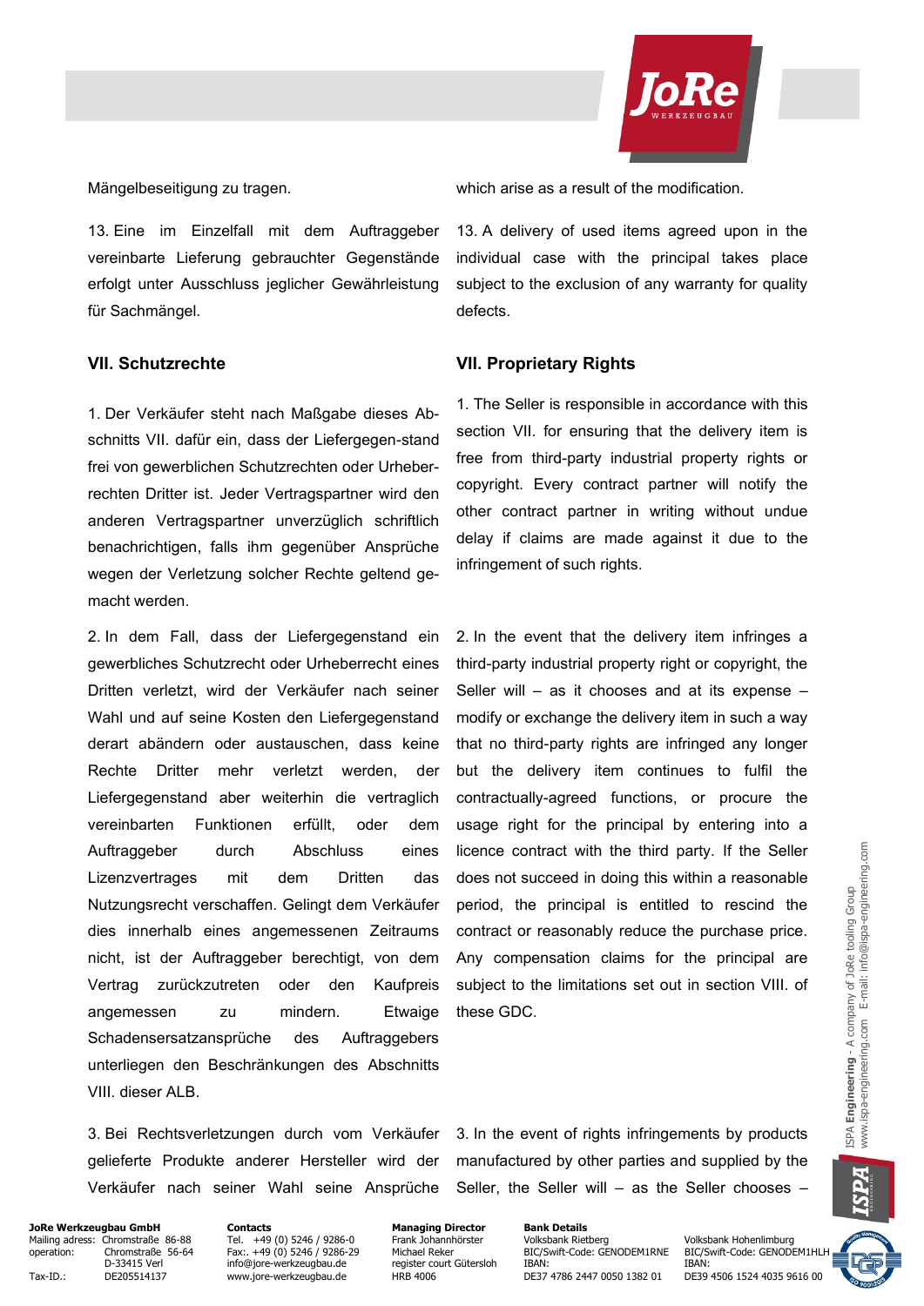Mängelbeseitigung zu tragen.

13. Eine im Einzelfall mit dem Auftraggeber vereinbarte Lieferung gebrauchter Gegenstände erfolgt unter Ausschluss jeglicher Gewährleistung für Sachmängel.

## VII. Schutzrechte

1. Der Verkäufer steht nach Maßgabe dieses Abschnitts VII. dafür ein, dass der Liefergegen-stand frei von gewerblichen Schutzrechten oder Urheberrechten Dritter ist. Jeder Vertragspartner wird den anderen Vertragspartner unverzüglich schriftlich benachrichtigen, falls ihm gegenüber Ansprüche wegen der Verletzung solcher Rechte geltend gemacht werden.

2. In dem Fall, dass der Liefergegenstand ein gewerbliches Schutzrecht oder Urheberrecht eines Dritten verletzt, wird der Verkäufer nach seiner Wahl und auf seine Kosten den Liefergegenstand derart abändern oder austauschen, dass keine Rechte Dritter mehr verletzt werden, der Liefergegenstand aber weiterhin die vertraglich vereinbarten Funktionen erfüllt, oder dem Auftraggeber durch Abschluss eines Lizenzvertrages mit dem Dritten das Nutzungsrecht verschaffen. Gelingt dem Verkäufer dies innerhalb eines angemessenen Zeitraums nicht, ist der Auftraggeber berechtigt, von dem Vertrag zurückzutreten oder den Kaufpreis angemessen zu mindern. Etwaige Schadensersatzansprüche des Auftraggebers unterliegen den Beschränkungen des Abschnitts VIII. dieser ALB.

3. Bei Rechtsverletzungen durch vom Verkäufer gelieferte Produkte anderer Hersteller wird der Verkäufer nach seiner Wahl seine Ansprüche

which arise as a result of the modification.

13. A delivery of used items agreed upon in the individual case with the principal takes place subject to the exclusion of any warranty for quality defects.

## VII. Proprietary Rights

1. The Seller is responsible in accordance with this section VII. for ensuring that the delivery item is free from third-party industrial property rights or copyright. Every contract partner will notify the other contract partner in writing without undue delay if claims are made against it due to the infringement of such rights.

2. In the event that the delivery item infringes a third-party industrial property right or copyright, the Seller will – as it chooses and at its expense – modify or exchange the delivery item in such a way that no third-party rights are infringed any longer but the delivery item continues to fulfil the contractually-agreed functions, or procure the usage right for the principal by entering into a licence contract with the third party. If the Seller does not succeed in doing this within a reasonable period, the principal is entitled to rescind the contract or reasonably reduce the purchase price. Any compensation claims for the principal are subject to the limitations set out in section VIII. of these GDC.

3. In the event of rights infringements by products manufactured by other parties and supplied by the Seller, the Seller will – as the Seller chooses –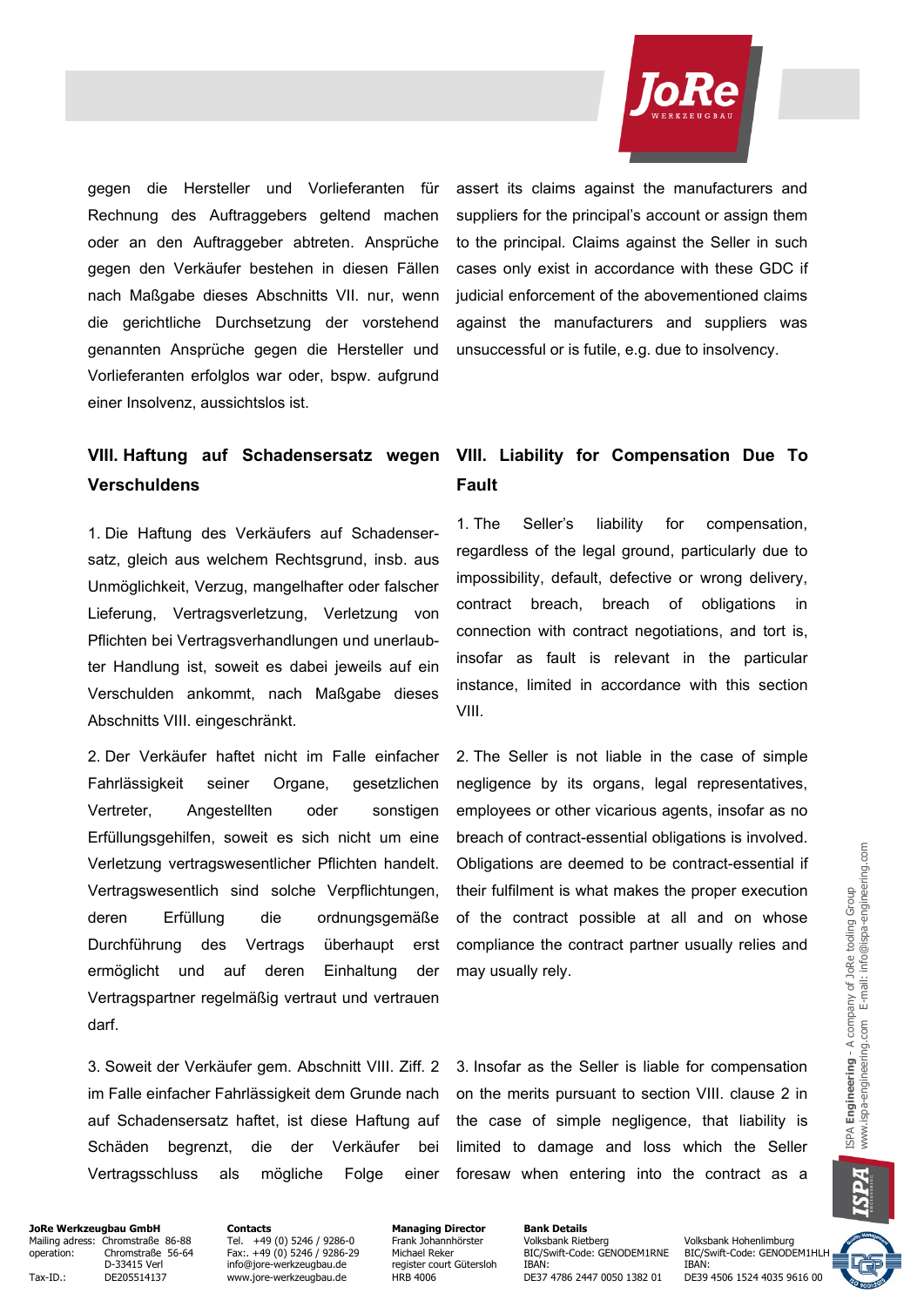gegen die Hersteller und Vorlieferanten für Rechnung des Auftraggebers geltend machen oder an den Auftraggeber abtreten. Ansprüche gegen den Verkäufer bestehen in diesen Fällen nach Maßgabe dieses Abschnitts VII. nur, wenn die gerichtliche Durchsetzung der vorstehend genannten Ansprüche gegen die Hersteller und Vorlieferanten erfolglos war oder, bspw. aufgrund einer Insolvenz, aussichtslos ist.

assert its claims against the manufacturers and suppliers for the principal's account or assign them to the principal. Claims against the Seller in such cases only exist in accordance with these GDC if judicial enforcement of the abovementioned claims against the manufacturers and suppliers was unsuccessful or is futile, e.g. due to insolvency.

## VIII. Haftung auf Schadensersatz wegen Verschuldens

1. Die Haftung des Verkäufers auf Schadensersatz, gleich aus welchem Rechtsgrund, insb. aus Unmöglichkeit, Verzug, mangelhafter oder falscher Lieferung, Vertragsverletzung, Verletzung von Pflichten bei Vertragsverhandlungen und unerlaubter Handlung ist, soweit es dabei jeweils auf ein Verschulden ankommt, nach Maßgabe dieses Abschnitts VIII. eingeschränkt.

2. Der Verkäufer haftet nicht im Falle einfacher Fahrlässigkeit seiner Organe, gesetzlichen Vertreter, Angestellten oder sonstigen Erfüllungsgehilfen, soweit es sich nicht um eine Verletzung vertragswesentlicher Pflichten handelt. Vertragswesentlich sind solche Verpflichtungen, deren Erfüllung die ordnungsgemäße Durchführung des Vertrags überhaupt erst ermöglicht und auf deren Einhaltung der Vertragspartner regelmäßig vertraut und vertrauen darf.

3. Soweit der Verkäufer gem. Abschnitt VIII. Ziff. 2 im Falle einfacher Fahrlässigkeit dem Grunde nach auf Schadensersatz haftet, ist diese Haftung auf Schäden begrenzt, die der Verkäufer bei Vertragsschluss als mögliche Folge einer

## VIII. Liability for Compensation Due To Fault

1. The Seller's liability for compensation, regardless of the legal ground, particularly due to impossibility, default, defective or wrong delivery, contract breach, breach of obligations in connection with contract negotiations, and tort is, insofar as fault is relevant in the particular instance, limited in accordance with this section VIII.

2. The Seller is not liable in the case of simple negligence by its organs, legal representatives, employees or other vicarious agents, insofar as no breach of contract-essential obligations is involved. Obligations are deemed to be contract-essential if their fulfilment is what makes the proper execution of the contract possible at all and on whose compliance the contract partner usually relies and may usually rely.

3. Insofar as the Seller is liable for compensation on the merits pursuant to section VIII. clause 2 in the case of simple negligence, that liability is limited to damage and loss which the Seller foresaw when entering into the contract as a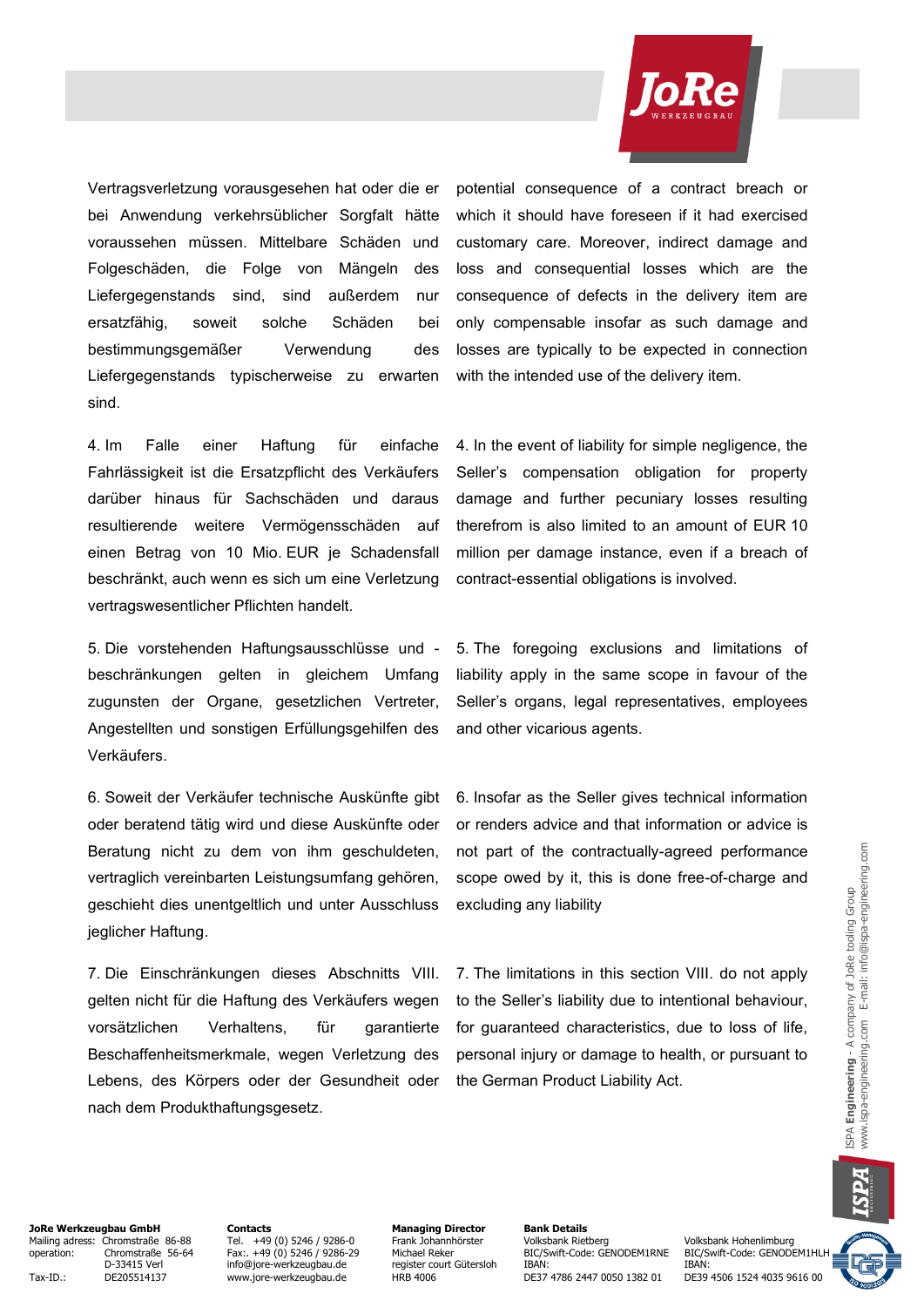| | |
|---|---|
| Vertragsverletzung vorausgesehen hat oder die er bei Anwendung verkehrsüblicher Sorgfalt hätte voraussehen müssen. Mittelbare Schäden und Folgeschäden, die Folge von Mängeln des Liefergegenstands sind, sind außerdem nur ersatzfähig, soweit solche Schäden bei bestimmungsgemäßer Verwendung des Liefergegenstands typischerweise zu erwarten sind. | potential consequence of a contract breach or which it should have foreseen if it had exercised customary care. Moreover, indirect damage and loss and consequential losses which are the consequence of defects in the delivery item are only compensable insofar as such damage and losses are typically to be expected in connection with the intended use of the delivery item. |
| 4. Im Falle einer Haftung für einfache Fahrlässigkeit ist die Ersatzpflicht des Verkäufers darüber hinaus für Sachschäden und daraus resultierende weitere Vermögensschäden auf einen Betrag von 10 Mio. EUR je Schadensfall beschränkt, auch wenn es sich um eine Verletzung vertragswesentlicher Pflichten handelt. | 4. In the event of liability for simple negligence, the Seller's compensation obligation for property damage and further pecuniary losses resulting therefrom is also limited to an amount of EUR 10 million per damage instance, even if a breach of contract-essential obligations is involved. |
| 5. Die vorstehenden Haftungsausschlüsse und -beschränkungen gelten in gleichem Umfang zugunsten der Organe, gesetzlichen Vertreter, Angestellten und sonstigen Erfüllungsgehilfen des Verkäufers. | 5. The foregoing exclusions and limitations of liability apply in the same scope in favour of the Seller's organs, legal representatives, employees and other vicarious agents. |
| 6. Soweit der Verkäufer technische Auskünfte gibt oder beratend tätig wird und diese Auskünfte oder Beratung nicht zu dem von ihm geschuldeten, vertraglich vereinbarten Leistungsumfang gehören, geschieht dies unentgeltlich und unter Ausschluss jeglicher Haftung. | 6. Insofar as the Seller gives technical information or renders advice and that information or advice is not part of the contractually-agreed performance scope owed by it, this is done free-of-charge and excluding any liability |
| 7. Die Einschränkungen dieses Abschnitts VIII. gelten nicht für die Haftung des Verkäufers wegen vorsätzlichen Verhaltens, für garantierte Beschaffenheitsmerkmale, wegen Verletzung des Lebens, des Körpers oder der Gesundheit oder nach dem Produkthaftungsgesetz. | 7. The limitations in this section VIII. do not apply to the Seller's liability due to intentional behaviour, for guaranteed characteristics, due to loss of life, personal injury or damage to health, or pursuant to the German Product Liability Act. |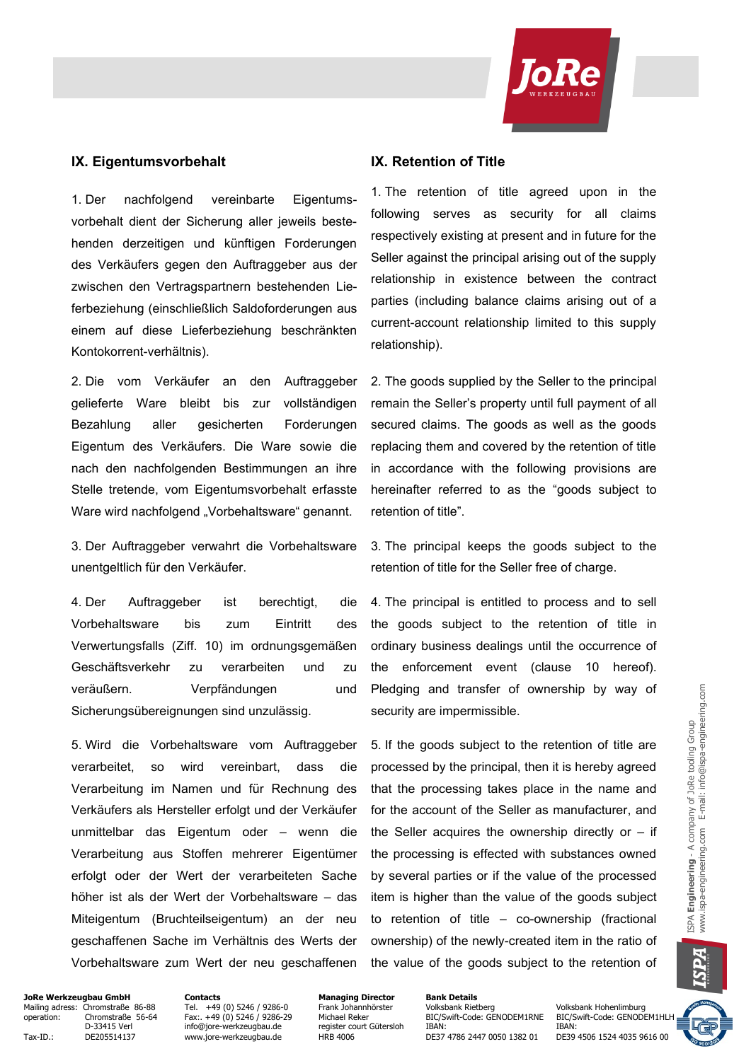## IX. Eigentumsvorbehalt

1. Der nachfolgend vereinbarte Eigentumsvorbehalt dient der Sicherung aller jeweils bestehenden derzeitigen und künftigen Forderungen des Verkäufers gegen den Auftraggeber aus der zwischen den Vertragspartnern bestehenden Lieferbeziehung (einschließlich Saldoforderungen aus einem auf diese Lieferbeziehung beschränkten Kontokorrent-verhältnis).

2. Die vom Verkäufer an den Auftraggeber gelieferte Ware bleibt bis zur vollständigen Bezahlung aller gesicherten Forderungen Eigentum des Verkäufers. Die Ware sowie die nach den nachfolgenden Bestimmungen an ihre Stelle tretende, vom Eigentumsvorbehalt erfasste Ware wird nachfolgend „Vorbehaltsware" genannt.

3. Der Auftraggeber verwahrt die Vorbehaltsware unentgeltlich für den Verkäufer.

4. Der Auftraggeber ist berechtigt, die Vorbehaltsware bis zum Eintritt des Verwertungsfalls (Ziff. 10) im ordnungsgemäßen Geschäftsverkehr zu verarbeiten und zu veräußern. Verpfändungen und Sicherungsübereignungen sind unzulässig.

5. Wird die Vorbehaltsware vom Auftraggeber verarbeitet, so wird vereinbart, dass die Verarbeitung im Namen und für Rechnung des Verkäufers als Hersteller erfolgt und der Verkäufer unmittelbar das Eigentum oder – wenn die Verarbeitung aus Stoffen mehrerer Eigentümer erfolgt oder der Wert der verarbeiteten Sache höher ist als der Wert der Vorbehaltsware – das Miteigentum (Bruchteilseigentum) an der neu geschaffenen Sache im Verhältnis des Werts der Vorbehaltsware zum Wert der neu geschaffenen

## IX. Retention of Title

1. The retention of title agreed upon in the following serves as security for all claims respectively existing at present and in future for the Seller against the principal arising out of the supply relationship in existence between the contract parties (including balance claims arising out of a current-account relationship limited to this supply relationship).

2. The goods supplied by the Seller to the principal remain the Seller's property until full payment of all secured claims. The goods as well as the goods replacing them and covered by the retention of title in accordance with the following provisions are hereinafter referred to as the "goods subject to retention of title".

3. The principal keeps the goods subject to the retention of title for the Seller free of charge.

4. The principal is entitled to process and to sell the goods subject to the retention of title in ordinary business dealings until the occurrence of the enforcement event (clause 10 hereof). Pledging and transfer of ownership by way of security are impermissible.

5. If the goods subject to the retention of title are processed by the principal, then it is hereby agreed that the processing takes place in the name and for the account of the Seller as manufacturer, and the Seller acquires the ownership directly or – if the processing is effected with substances owned by several parties or if the value of the processed item is higher than the value of the goods subject to retention of title – co-ownership (fractional ownership) of the newly-created item in the ratio of the value of the goods subject to the retention of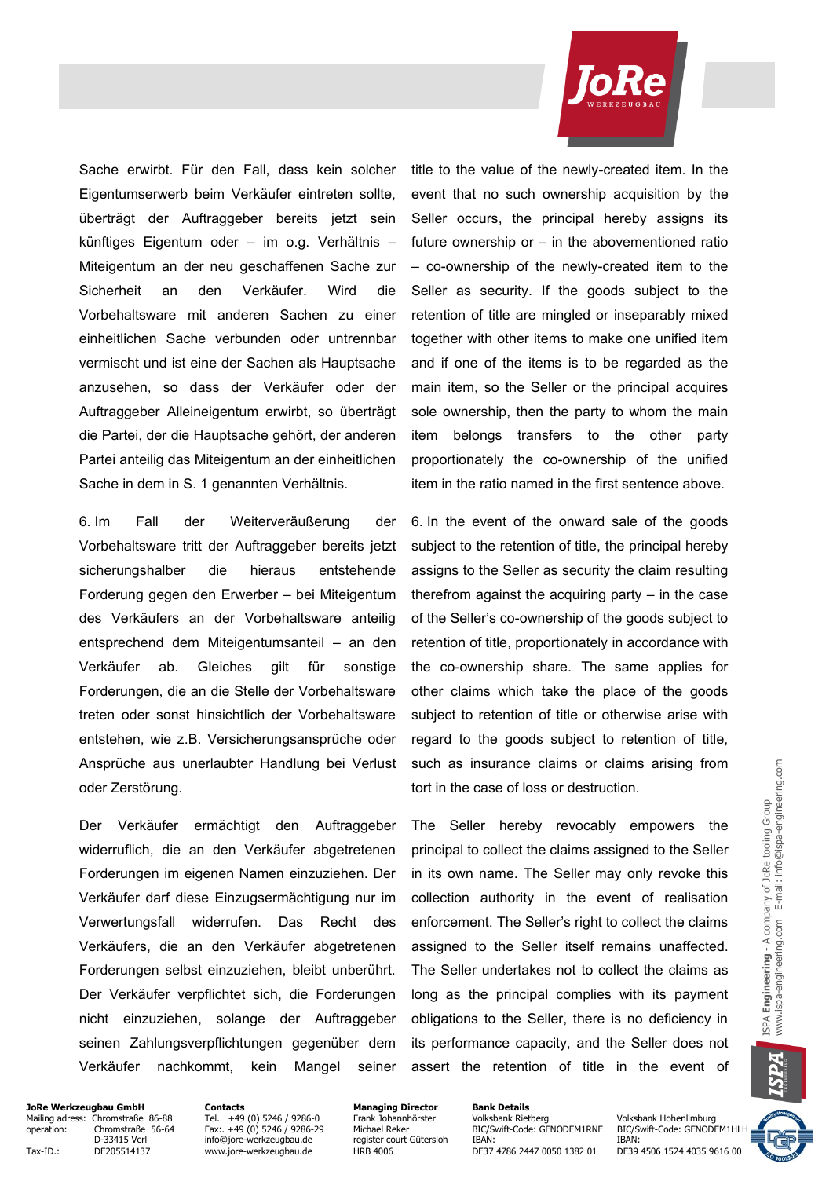Sache erwirbt. Für den Fall, dass kein solcher Eigentumserwerb beim Verkäufer eintreten sollte, überträgt der Auftraggeber bereits jetzt sein künftiges Eigentum oder – im o.g. Verhältnis – Miteigentum an der neu geschaffenen Sache zur Sicherheit an den Verkäufer. Wird die Vorbehaltsware mit anderen Sachen zu einer einheitlichen Sache verbunden oder untrennbar vermischt und ist eine der Sachen als Hauptsache anzusehen, so dass der Verkäufer oder der Auftraggeber Alleineigentum erwirbt, so überträgt die Partei, der die Hauptsache gehört, der anderen Partei anteilig das Miteigentum an der einheitlichen Sache in dem in S. 1 genannten Verhältnis.

title to the value of the newly-created item. In the event that no such ownership acquisition by the Seller occurs, the principal hereby assigns its future ownership or – in the abovementioned ratio – co-ownership of the newly-created item to the Seller as security. If the goods subject to the retention of title are mingled or inseparably mixed together with other items to make one unified item and if one of the items is to be regarded as the main item, so the Seller or the principal acquires sole ownership, then the party to whom the main item belongs transfers to the other party proportionately the co-ownership of the unified item in the ratio named in the first sentence above.

6. Im Fall der Weiterveräußerung der Vorbehaltsware tritt der Auftraggeber bereits jetzt sicherungshalber die hieraus entstehende Forderung gegen den Erwerber – bei Miteigentum des Verkäufers an der Vorbehaltsware anteilig entsprechend dem Miteigentumsanteil – an den Verkäufer ab. Gleiches gilt für sonstige Forderungen, die an die Stelle der Vorbehaltsware treten oder sonst hinsichtlich der Vorbehaltsware entstehen, wie z.B. Versicherungsansprüche oder Ansprüche aus unerlaubter Handlung bei Verlust oder Zerstörung.

6. In the event of the onward sale of the goods subject to the retention of title, the principal hereby assigns to the Seller as security the claim resulting therefrom against the acquiring party – in the case of the Seller's co-ownership of the goods subject to retention of title, proportionately in accordance with the co-ownership share. The same applies for other claims which take the place of the goods subject to retention of title or otherwise arise with regard to the goods subject to retention of title, such as insurance claims or claims arising from tort in the case of loss or destruction.

Der Verkäufer ermächtigt den Auftraggeber widerruflich, die an den Verkäufer abgetretenen Forderungen im eigenen Namen einzuziehen. Der Verkäufer darf diese Einzugsermächtigung nur im Verwertungsfall widerrufen. Das Recht des Verkäufers, die an den Verkäufer abgetretenen Forderungen selbst einzuziehen, bleibt unberührt. Der Verkäufer verpflichtet sich, die Forderungen nicht einzuziehen, solange der Auftraggeber seinen Zahlungsverpflichtungen gegenüber dem Verkäufer nachkommt, kein Mangel seiner

The Seller hereby revocably empowers the principal to collect the claims assigned to the Seller in its own name. The Seller may only revoke this collection authority in the event of realisation enforcement. The Seller's right to collect the claims assigned to the Seller itself remains unaffected. The Seller undertakes not to collect the claims as long as the principal complies with its payment obligations to the Seller, there is no deficiency in its performance capacity, and the Seller does not assert the retention of title in the event of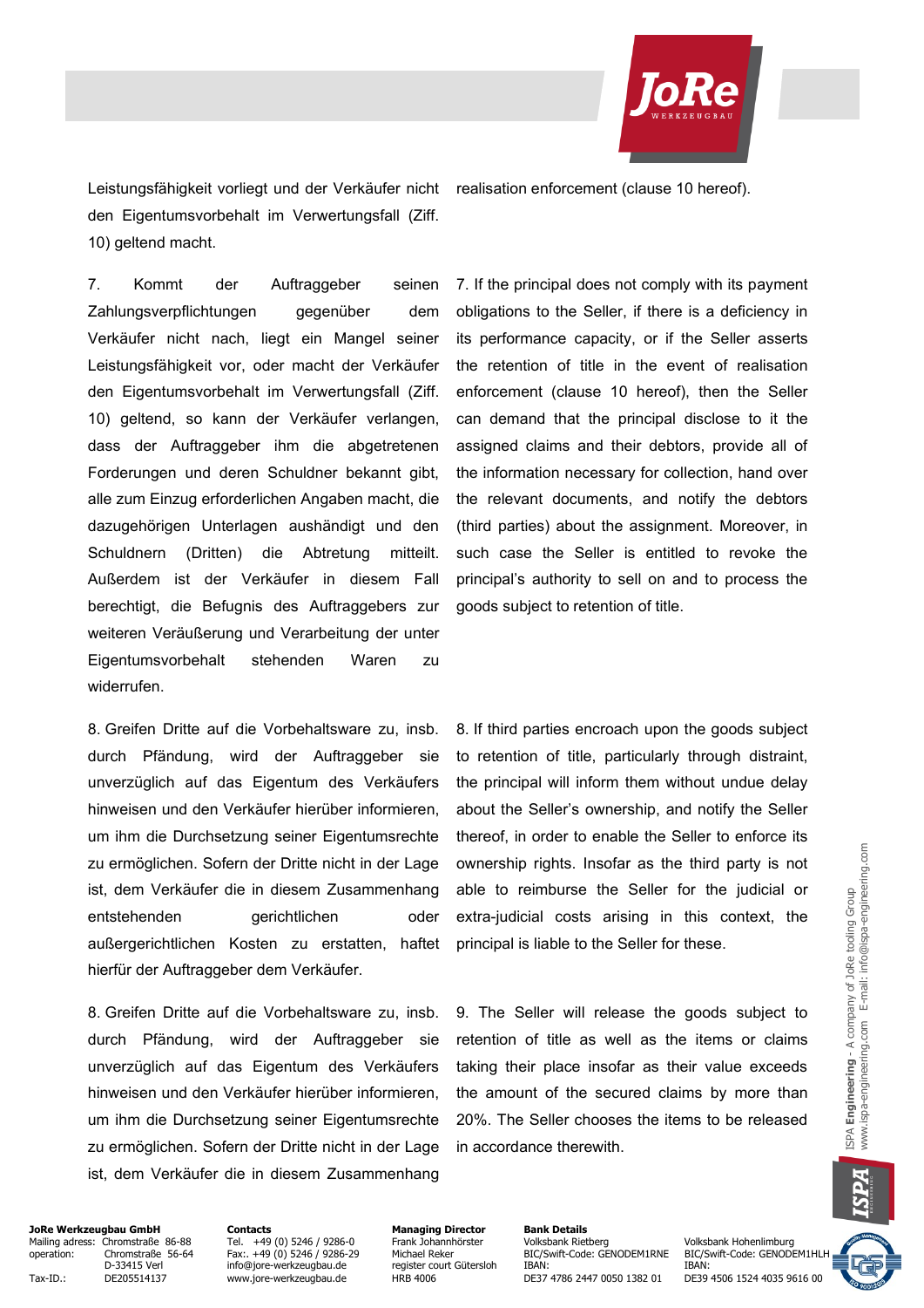Leistungsfähigkeit vorliegt und der Verkäufer nicht den Eigentumsvorbehalt im Verwertungsfall (Ziff. 10) geltend macht.

realisation enforcement (clause 10 hereof).

7. Kommt der Auftraggeber seinen Zahlungsverpflichtungen gegenüber dem Verkäufer nicht nach, liegt ein Mangel seiner Leistungsfähigkeit vor, oder macht der Verkäufer den Eigentumsvorbehalt im Verwertungsfall (Ziff. 10) geltend, so kann der Verkäufer verlangen, dass der Auftraggeber ihm die abgetretenen Forderungen und deren Schuldner bekannt gibt, alle zum Einzug erforderlichen Angaben macht, die dazugehörigen Unterlagen aushändigt und den Schuldnern (Dritten) die Abtretung mitteilt. Außerdem ist der Verkäufer in diesem Fall berechtigt, die Befugnis des Auftraggebers zur weiteren Veräußerung und Verarbeitung der unter Eigentumsvorbehalt stehenden Waren zu widerrufen.

7. If the principal does not comply with its payment obligations to the Seller, if there is a deficiency in its performance capacity, or if the Seller asserts the retention of title in the event of realisation enforcement (clause 10 hereof), then the Seller can demand that the principal disclose to it the assigned claims and their debtors, provide all of the information necessary for collection, hand over the relevant documents, and notify the debtors (third parties) about the assignment. Moreover, in such case the Seller is entitled to revoke the principal's authority to sell on and to process the goods subject to retention of title.

8. Greifen Dritte auf die Vorbehaltsware zu, insb. durch Pfändung, wird der Auftraggeber sie unverzüglich auf das Eigentum des Verkäufers hinweisen und den Verkäufer hierüber informieren, um ihm die Durchsetzung seiner Eigentumsrechte zu ermöglichen. Sofern der Dritte nicht in der Lage ist, dem Verkäufer die in diesem Zusammenhang entstehenden gerichtlichen oder außergerichtlichen Kosten zu erstatten, haftet hierfür der Auftraggeber dem Verkäufer.

8. If third parties encroach upon the goods subject to retention of title, particularly through distraint, the principal will inform them without undue delay about the Seller's ownership, and notify the Seller thereof, in order to enable the Seller to enforce its ownership rights. Insofar as the third party is not able to reimburse the Seller for the judicial or extra-judicial costs arising in this context, the principal is liable to the Seller for these.

8. Greifen Dritte auf die Vorbehaltsware zu, insb. durch Pfändung, wird der Auftraggeber sie unverzüglich auf das Eigentum des Verkäufers hinweisen und den Verkäufer hierüber informieren, um ihm die Durchsetzung seiner Eigentumsrechte zu ermöglichen. Sofern der Dritte nicht in der Lage ist, dem Verkäufer die in diesem Zusammenhang

9. The Seller will release the goods subject to retention of title as well as the items or claims taking their place insofar as their value exceeds the amount of the secured claims by more than 20%. The Seller chooses the items to be released in accordance therewith.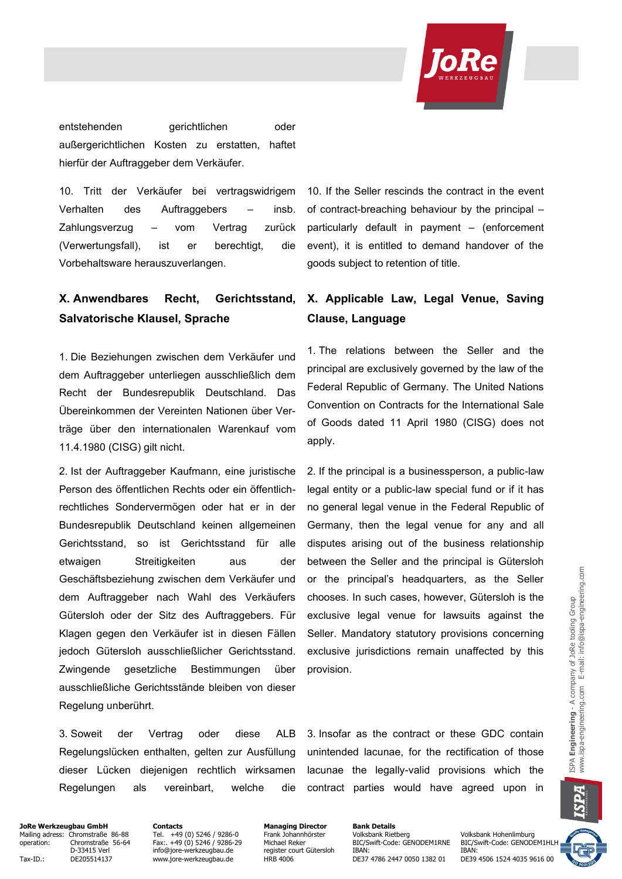entstehenden gerichtlichen oder außergerichtlichen Kosten zu erstatten, haftet hierfür der Auftraggeber dem Verkäufer.

10. Tritt der Verkäufer bei vertragswidrigem Verhalten des Auftraggebers – insb. Zahlungsverzug – vom Vertrag zurück (Verwertungsfall), ist er berechtigt, die Vorbehaltsware herauszuverlangen.

10. If the Seller rescinds the contract in the event of contract-breaching behaviour by the principal – particularly default in payment – (enforcement event), it is entitled to demand handover of the goods subject to retention of title.

## X. Anwendbares Recht, Gerichtsstand, Salvatorische Klausel, Sprache

## X. Applicable Law, Legal Venue, Saving Clause, Language

1. Die Beziehungen zwischen dem Verkäufer und dem Auftraggeber unterliegen ausschließlich dem Recht der Bundesrepublik Deutschland. Das Übereinkommen der Vereinten Nationen über Verträge über den internationalen Warenkauf vom 11.4.1980 (CISG) gilt nicht.

1. The relations between the Seller and the principal are exclusively governed by the law of the Federal Republic of Germany. The United Nations Convention on Contracts for the International Sale of Goods dated 11 April 1980 (CISG) does not apply.

2. Ist der Auftraggeber Kaufmann, eine juristische Person des öffentlichen Rechts oder ein öffentlich-rechtliches Sondervermögen oder hat er in der Bundesrepublik Deutschland keinen allgemeinen Gerichtsstand, so ist Gerichtsstand für alle etwaigen Streitigkeiten aus der Geschäftsbeziehung zwischen dem Verkäufer und dem Auftraggeber nach Wahl des Verkäufers Gütersloh oder der Sitz des Auftraggebers. Für Klagen gegen den Verkäufer ist in diesen Fällen jedoch Gütersloh ausschließlicher Gerichtsstand. Zwingende gesetzliche Bestimmungen über ausschließliche Gerichtsstände bleiben von dieser Regelung unberührt.

2. If the principal is a businessperson, a public-law legal entity or a public-law special fund or if it has no general legal venue in the Federal Republic of Germany, then the legal venue for any and all disputes arising out of the business relationship between the Seller and the principal is Gütersloh or the principal's headquarters, as the Seller chooses. In such cases, however, Gütersloh is the exclusive legal venue for lawsuits against the Seller. Mandatory statutory provisions concerning exclusive jurisdictions remain unaffected by this provision.

3. Soweit der Vertrag oder diese ALB Regelungslücken enthalten, gelten zur Ausfüllung dieser Lücken diejenigen rechtlich wirksamen Regelungen als vereinbart, welche die

3. Insofar as the contract or these GDC contain unintended lacunae, for the rectification of those lacunae the legally-valid provisions which the contract parties would have agreed upon in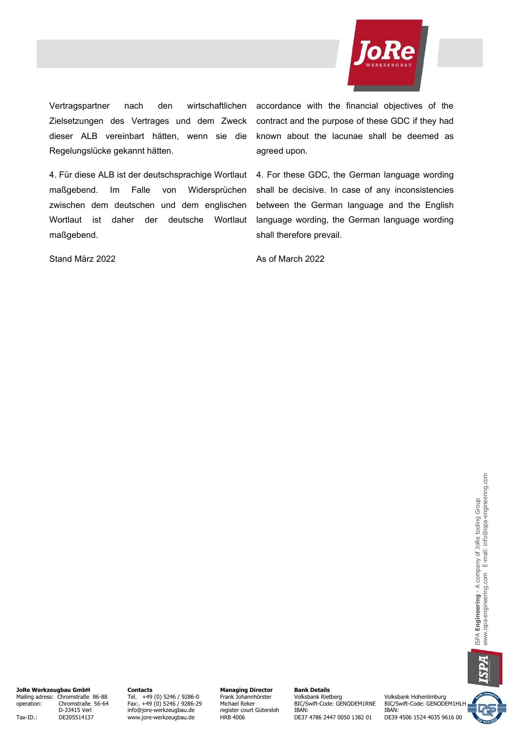Vertragspartner nach den wirtschaftlichen Zielsetzungen des Vertrages und dem Zweck dieser ALB vereinbart hätten, wenn sie die Regelungslücke gekannt hätten.

accordance with the financial objectives of the contract and the purpose of these GDC if they had known about the lacunae shall be deemed as agreed upon.

4. Für diese ALB ist der deutschsprachige Wortlaut maßgebend. Im Falle von Widersprüchen zwischen dem deutschen und dem englischen Wortlaut ist daher der deutsche Wortlaut maßgebend.

4. For these GDC, the German language wording shall be decisive. In case of any inconsistencies between the German language and the English language wording, the German language wording shall therefore prevail.

Stand März 2022

As of March 2022